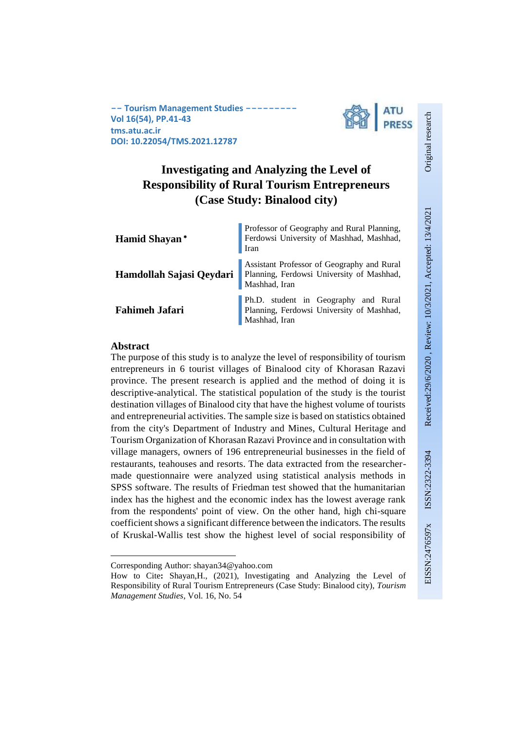# Investigating and Analyzing the Level of Responsibility of Rural Tourism Entrepreneurs (Case Study: Binalood city)

| | |
|---|---|
| **Hamid Shayan** * | Professor of Geography and Rural Planning, Ferdowsi University of Mashhad, Mashhad, Iran |
| **Hamdollah Sajasi Qeydari** | Assistant Professor of Geography and Rural Planning, Ferdowsi University of Mashhad, Mashhad, Iran |
| **Fahimeh Jafari** | Ph.D. student in Geography and Rural Planning, Ferdowsi University of Mashhad, Mashhad, Iran |

Received:29/6/2020 , Review: 10/3/2021, Accepted: 13/4/2021

Original research

## Abstract

The purpose of this study is to analyze the level of responsibility of tourism entrepreneurs in 6 tourist villages of Binalood city of Khorasan Razavi province. The present research is applied and the method of doing it is descriptive-analytical. The statistical population of the study is the tourist destination villages of Binalood city that have the highest volume of tourists and entrepreneurial activities. The sample size is based on statistics obtained from the city's Department of Industry and Mines, Cultural Heritage and Tourism Organization of Khorasan Razavi Province and in consultation with village managers, owners of 196 entrepreneurial businesses in the field of restaurants, teahouses and resorts. The data extracted from the researcher-made questionnaire were analyzed using statistical analysis methods in SPSS software. The results of Friedman test showed that the humanitarian index has the highest and the economic index has the lowest average rank from the respondents' point of view. On the other hand, high chi-square coefficient shows a significant difference between the indicators. The results of Kruskal-Wallis test show the highest level of social responsibility of

---

Corresponding Author: shayan34@yahoo.com

How to Cite: Shayan,H., (2021), Investigating and Analyzing the Level of Responsibility of Rural Tourism Entrepreneurs (Case Study: Binalood city), *Tourism Management Studies*, Vol. 16, No. 54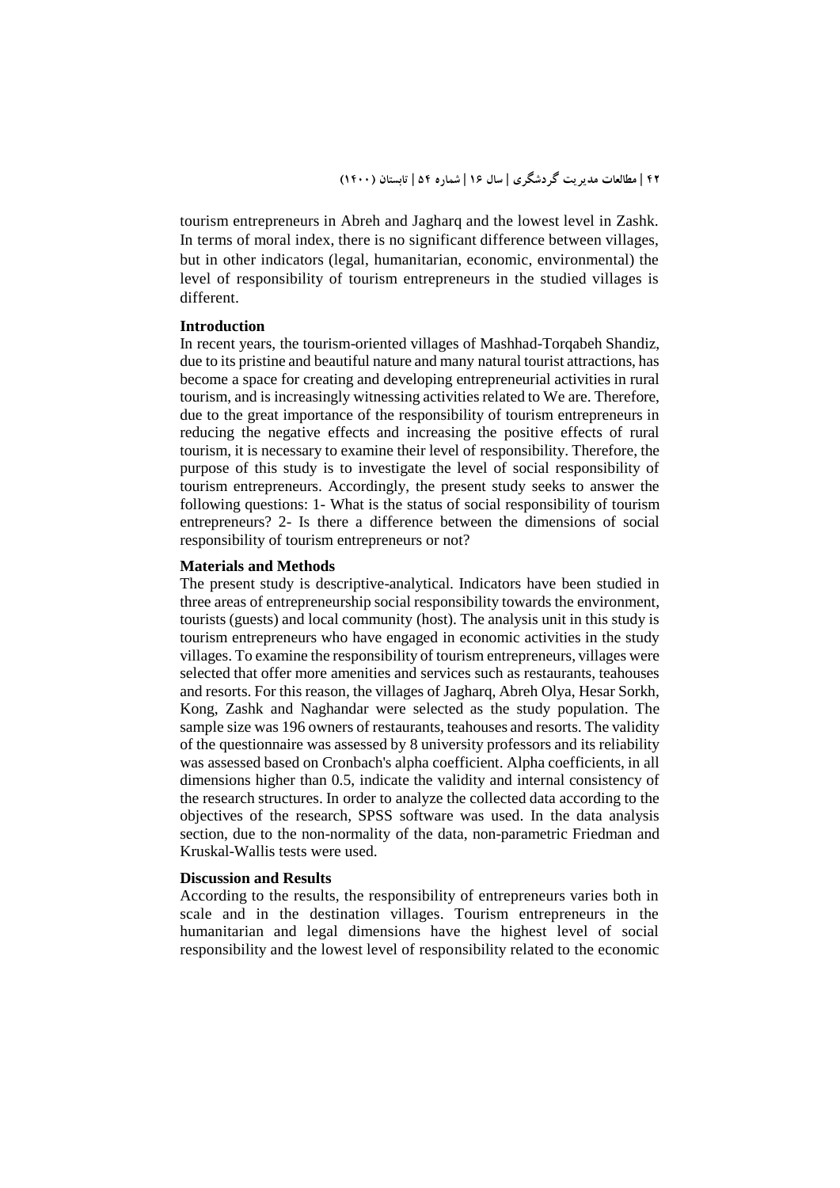tourism entrepreneurs in Abreh and Jagharq and the lowest level in Zashk. In terms of moral index, there is no significant difference between villages, but in other indicators (legal, humanitarian, economic, environmental) the level of responsibility of tourism entrepreneurs in the studied villages is different.

### Introduction

In recent years, the tourism-oriented villages of Mashhad-Torqabeh Shandiz, due to its pristine and beautiful nature and many natural tourist attractions, has become a space for creating and developing entrepreneurial activities in rural tourism, and is increasingly witnessing activities related to We are. Therefore, due to the great importance of the responsibility of tourism entrepreneurs in reducing the negative effects and increasing the positive effects of rural tourism, it is necessary to examine their level of responsibility. Therefore, the purpose of this study is to investigate the level of social responsibility of tourism entrepreneurs. Accordingly, the present study seeks to answer the following questions: 1- What is the status of social responsibility of tourism entrepreneurs? 2- Is there a difference between the dimensions of social responsibility of tourism entrepreneurs or not?

### Materials and Methods

The present study is descriptive-analytical. Indicators have been studied in three areas of entrepreneurship social responsibility towards the environment, tourists (guests) and local community (host). The analysis unit in this study is tourism entrepreneurs who have engaged in economic activities in the study villages. To examine the responsibility of tourism entrepreneurs, villages were selected that offer more amenities and services such as restaurants, teahouses and resorts. For this reason, the villages of Jagharq, Abreh Olya, Hesar Sorkh, Kong, Zashk and Naghandar were selected as the study population. The sample size was 196 owners of restaurants, teahouses and resorts. The validity of the questionnaire was assessed by 8 university professors and its reliability was assessed based on Cronbach's alpha coefficient. Alpha coefficients, in all dimensions higher than 0.5, indicate the validity and internal consistency of the research structures. In order to analyze the collected data according to the objectives of the research, SPSS software was used. In the data analysis section, due to the non-normality of the data, non-parametric Friedman and Kruskal-Wallis tests were used.

### Discussion and Results

According to the results, the responsibility of entrepreneurs varies both in scale and in the destination villages. Tourism entrepreneurs in the humanitarian and legal dimensions have the highest level of social responsibility and the lowest level of responsibility related to the economic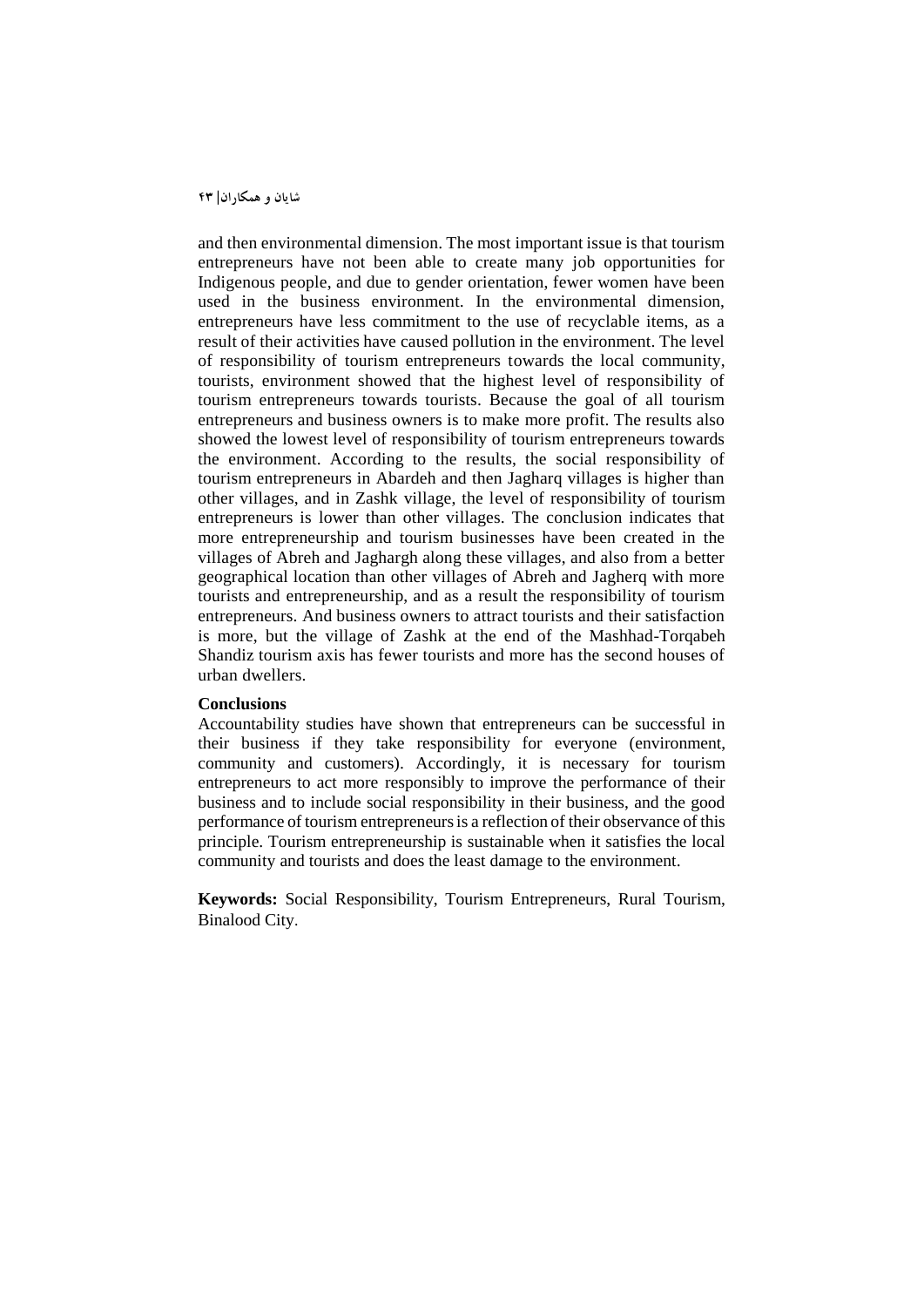and then environmental dimension. The most important issue is that tourism entrepreneurs have not been able to create many job opportunities for Indigenous people, and due to gender orientation, fewer women have been used in the business environment. In the environmental dimension, entrepreneurs have less commitment to the use of recyclable items, as a result of their activities have caused pollution in the environment. The level of responsibility of tourism entrepreneurs towards the local community, tourists, environment showed that the highest level of responsibility of tourism entrepreneurs towards tourists. Because the goal of all tourism entrepreneurs and business owners is to make more profit. The results also showed the lowest level of responsibility of tourism entrepreneurs towards the environment. According to the results, the social responsibility of tourism entrepreneurs in Abardeh and then Jagharq villages is higher than other villages, and in Zashk village, the level of responsibility of tourism entrepreneurs is lower than other villages. The conclusion indicates that more entrepreneurship and tourism businesses have been created in the villages of Abreh and Jaghargh along these villages, and also from a better geographical location than other villages of Abreh and Jagherq with more tourists and entrepreneurship, and as a result the responsibility of tourism entrepreneurs. And business owners to attract tourists and their satisfaction is more, but the village of Zashk at the end of the Mashhad-Torqabeh Shandiz tourism axis has fewer tourists and more has the second houses of urban dwellers.

**Conclusions**

Accountability studies have shown that entrepreneurs can be successful in their business if they take responsibility for everyone (environment, community and customers). Accordingly, it is necessary for tourism entrepreneurs to act more responsibly to improve the performance of their business and to include social responsibility in their business, and the good performance of tourism entrepreneurs is a reflection of their observance of this principle. Tourism entrepreneurship is sustainable when it satisfies the local community and tourists and does the least damage to the environment.

**Keywords:** Social Responsibility, Tourism Entrepreneurs, Rural Tourism, Binalood City.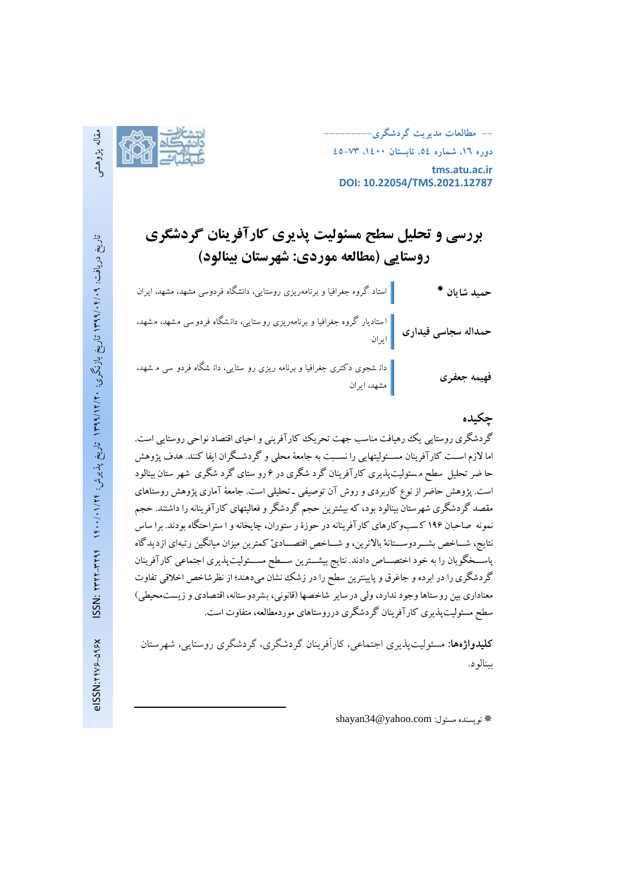مقاله پژوهشی

-- مطالعات مدیریت گردشگری---------

دوره ۱۶، شماره ٥٤، تابستان ١٤٠٠، ٧٣-٤٥

tms.atu.ac.ir

DOI: 10.22054/TMS.2021.12787

تاریخ دریافت: ۱۳۹۹/۰۴/۰۹ تاریخ بازنگری: ۱۳۹۹/۱۲/۲۰ تاریخ پذیرش: ۱۴۰۰/۰۱/۲۴ ISSN: ۲۳۲۲-۳۴۹۴ eISSN:۲۴۷۶-۵۹۶X

# بررسی و تحلیل سطح مسئولیت پذیری کارآفرینان گردشگری روستایی (مطالعه موردی: شهرستان بینالود)

**حمید شایان *** استاد گروه جغرافیا و برنامه‌ریزی روستایی، دانشگاه فردوسی مشهد، مشهد، ایران

**حمداله سجاسی قیداری** استادیار گروه جغرافیا و برنامه‌ریزی روستایی، دانشگاه فردوسی مشهد، مشهد، ایران

**فهیمه جعفری** دانشجوی دکتری جغرافیا و برنامه ریزی روستایی، دانشگاه فردوسی مشهد، مشهد، ایران

## چکیده

گردشگری روستایی یک رهیافت مناسب جهت تحریک کارآفرینی و احیای اقتصاد نواحی روستایی است. اما لازم است کارآفرینان مسئولیتهایی را نسبت به جامعهٔ محلی و گردشگران ایفا کنند. هدف پژوهش حاضر تحلیل سطح مسئولیت‌پذیری کارآفرینان گردشگری در ۶ روستای گردشگری شهرستان بینالود است. پژوهش حاضر از نوع کاربردی و روش آن توصیفی ـ تحلیلی است. جامعهٔ آماری پژوهش روستاهای مقصد گردشگری شهرستان بینالود بود، که بیشترین حجم گردشگر و فعالیتهای کارآفرینانه را داشتند. حجم نمونه صاحبان ۱۹۶ کسب‌وکارهای کارآفرینانه در حوزهٔ رستوران، چایخانه و استراحتگاه بودند. براساس نتایج، شاخص بشردوستانهٔ بالاترین، و شاخص اقتصادیْ کمترین میزان میانگین رتبه‌ای ازدیدگاه پاسخگویان را به خود اختصاص دادند. نتایج بیشترین سطح مسئولیت‌پذیری اجتماعی کارآفرینان گردشگری را در ابرده و جاغرق و پایینترین سطح را در زشک نشان می‌دهند؛ از نظر شاخص اخلاقی تفاوت معناداری بین روستاها وجود ندارد، ولی درسایر شاخصها (قانونی، بشردوستانه، اقتصادی و زیست‌محیطی) سطح مسئولیت‌پذیری کارآفرینان گردشگری درروستاهای موردمطالعه، متفاوت است.

**کلیدواژه‌ها:** مسئولیت‌پذیری اجتماعی، کارآفرینان گردشگری، گردشگری روستایی، شهرستان بینالود.

* نویسنده مسئول: shayan34@yahoo.com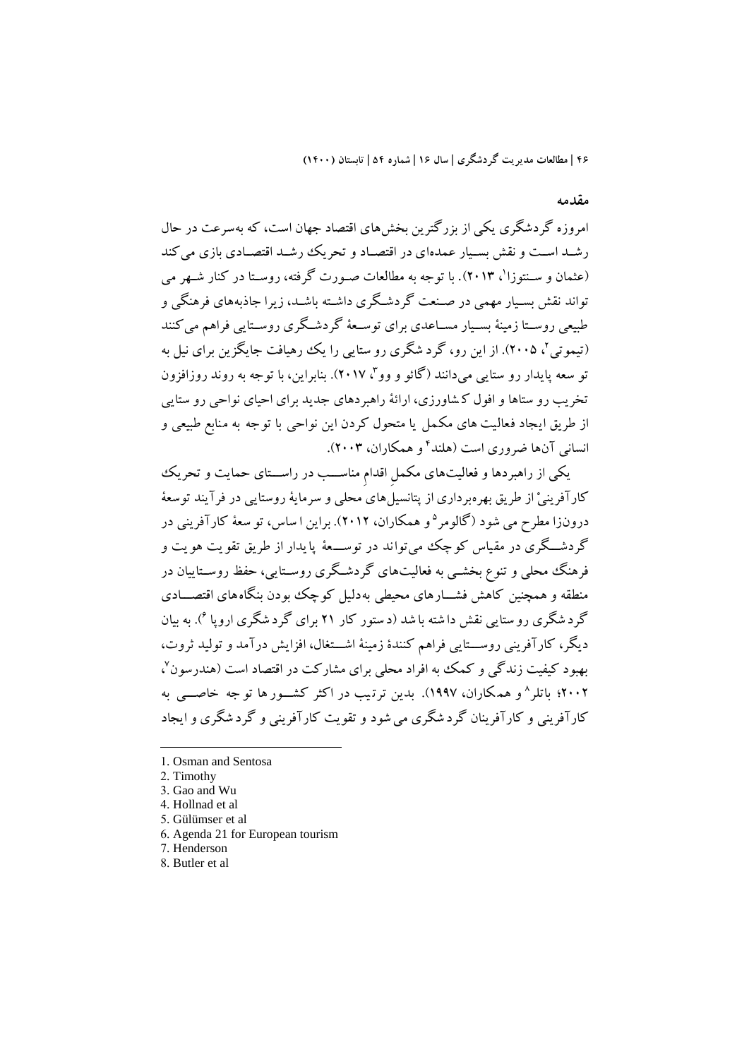## مقدمه

امروزه گردشگری یکی از بزرگترین بخش‌های اقتصاد جهان است، که به‌سرعت در حال رشـد اسـت و نقش بسـیار عمده‌ای در اقتصـاد و تحریک رشـد اقتصـادی بازی می‌کند (عثمان و سـنتوزا[1]، ۲۰۱۳). با توجه به مطالعات صـورت گرفته، روسـتا در کنار شـهر می تواند نقش بسـیار مهمی در صـنعت گردشـگری داشـته باشـد، زیرا جاذبه‌های فرهنگی و طبیعی روسـتا زمینهٔ بسـیار مسـاعدی برای توسـعهٔ گردشـگری روسـتایی فراهم می‌کنند (تیموتی[2]، ۲۰۰۵). از این رو، گردشگری روستایی را یک رهیافت جایگزین برای نیل به توسعه پایدار روستایی می‌دانند (گائو و وو[3]، ۲۰۱۷). بنابراین، با توجه به روند روزافزون تخریب روستاها و افول کشاورزی، ارائهٔ راهبردهای جدید برای احیای نواحی روستایی از طریق ایجاد فعالیت های مکمل یا متحول کردن این نواحی با توجه به منابع طبیعی و انسانی آن‌ها ضروری است (هلند[4] و همکاران، ۲۰۰۳).

یکی از راهبردها و فعالیت‌های مکملِ اقدامِ مناسـب در راسـتای حمایت و تحریک کارآفرینیْ از طریق بهره‌برداری از پتانسیل‌های محلی و سرمایهٔ روستایی در فرآیند توسعهٔ درون‌زا مطرح می شود (گالومر[5] و همکاران، ۲۰۱۲). براین اساس، توسعهٔ کارآفرینی در گردشـگری در مقیاس کوچک می‌تواند در توسـعهٔ پایدار از طریق تقویت هویت و فرهنگ محلی و تنوع بخشـی به فعالیت‌های گردشـگری روسـتایی، حفظ روسـتاییان در منطقه و همچنین کاهش فشـارهای محیطی به‌دلیل کوچک بودن بنگاه‌های اقتصـادی گردشگری روستایی نقش داشته باشد (دستور کار ۲۱ برای گردشگری اروپا[6]). به بیان دیگر، کارآفرینی روسـتایی فراهم کنندهٔ زمینهٔ اشـتغال، افزایش درآمد و تولید ثروت، بهبود کیفیت زندگی و کمک به افراد محلی برای مشارکت در اقتصاد است (هندرسون[7]، ۲۰۰۲؛ باتلر[8] و همکاران، ۱۹۹۷). بدین ترتیب در اکثر کشـورها توجه خاصـی به کارآفرینی و کارآفرینان گردشگری می شود و تقویت کارآفرینی و گردشگری و ایجاد

---

1. Osman and Sentosa
2. Timothy
3. Gao and Wu
4. Hollnad et al
5. Gülümser et al
6. Agenda 21 for European tourism
7. Henderson
8. Butler et al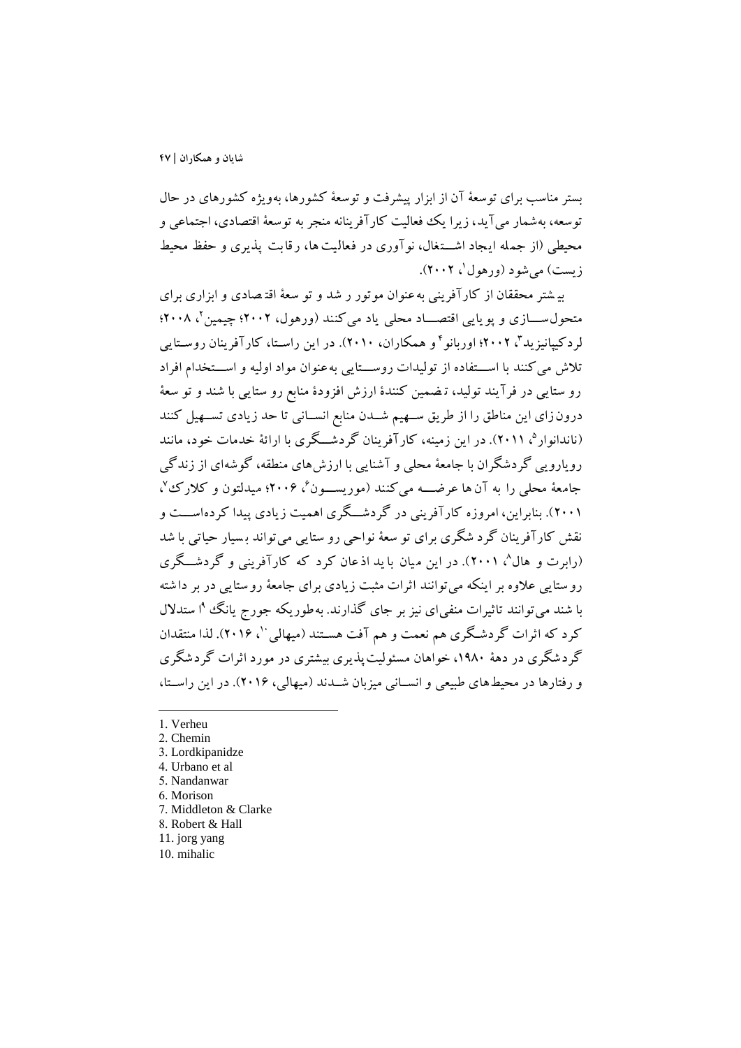بستر مناسب برای توسعهٔ آن از ابزار پیشرفت و توسعهٔ کشورها، به‌ویژه کشورهای در حال توسعه، به‌شمار می‌آید، زیرا یک فعالیت کارآفرینانه منجر به توسعهٔ اقتصادی، اجتماعی و محیطی (از جمله ایجاد اشــتغال، نوآوری در فعالیت ها، رقابت پذیری و حفظ محیط زیست) می‌شود (ورهول[1]، ۲۰۰۲).

بیشتر محققان از کارآفرینی به‌عنوان موتور رشد و توسعهٔ اقتصادی و ابزاری برای متحول‌ســازی و پویایی اقتصــاد محلی یاد می‌کنند (ورهول، ۲۰۰۲؛ چیمین[2]، ۲۰۰۸؛ لردکیپانیزید[3]، ۲۰۰۲؛ اوربانو[4] و همکاران، ۲۰۱۰). در این راســتا، کارآفرینان روســتایی تلاش می‌کنند با اســتفاده از تولیدات روســتایی به‌عنوان مواد اولیه و اســتخدام افراد روستایی در فرآیند تولید، تضمین کنندهٔ ارزش افزودهٔ منابع روستایی باشند و توسعهٔ درون‌زای این مناطق را از طریق ســهیم شــدن منابع انســانی تا حد زیادی تســهیل کنند (ناندانوار[5]، ۲۰۱۱). در این زمینه، کارآفرینان گردشــگری با ارائهٔ خدمات خود، مانند رویارویی گردشگران با جامعهٔ محلی و آشنایی با ارزش‌های منطقه، گوشه‌ای از زندگی جامعهٔ محلی را به آن‌ها عرضــه می‌کنند (موریســون[6]، ۲۰۰۶؛ میدلتون و کلارک[7]، ۲۰۰۱). بنابراین، امروزه کارآفرینی در گردشــگری اهمیت زیادی پیدا کرده‌اســت و نقش کارآفرینان گردشگری برای توسعهٔ نواحی روستایی می‌تواند بسیار حیاتی باشد (رابرت و هال[8]، ۲۰۰۱). در این میان باید اذعان کرد که کارآفرینی و گردشــگری روستایی علاوه بر اینکه می‌توانند اثرات مثبت زیادی برای جامعهٔ روستایی در بر داشته باشند می‌توانند تاثیرات منفی‌ای نیز بر جای گذارند. به‌طوریکه جورج یانگ[9] استدلال کرد که اثرات گردشــگری هم نعمت و هم آفت هســتند (میهالی[10]، ۲۰۱۶). لذا منتقدان گردشگری در دههٔ ۱۹۸۰، خواهان مسئولیت‌پذیری بیشتری در مورد اثرات گردشگری و رفتارها در محیط‌های طبیعی و انســانی میزبان شــدند (میهالی، ۲۰۱۶). در این راســتا،

---

1. Verheu
2. Chemin
3. Lordkipanidze
4. Urbano et al
5. Nandanwar
6. Morison
7. Middleton & Clarke
8. Robert & Hall
11. jorg yang
10. mihalic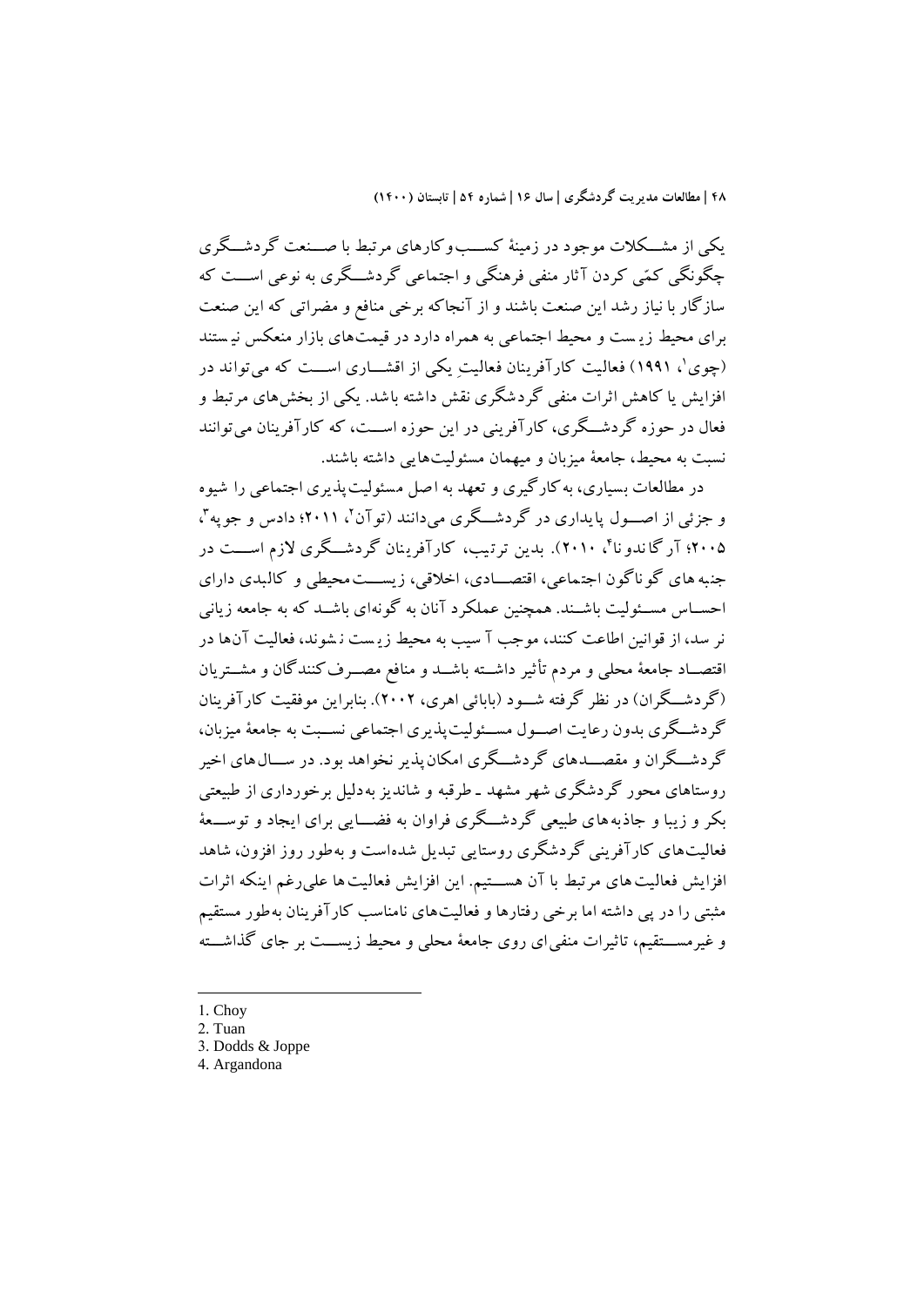یکی از مشــکلات موجود در زمینۀ کســب‌وکارهای مرتبط با صــنعت گردشــگری چگونگی کمّی کردن آثار منفی فرهنگی و اجتماعی گردشــگری به نوعی اســت که سازگار با نیاز رشد این صنعت باشند و از آنجاکه برخی منافع و مضراتی که این صنعت برای محیط زیست و محیط اجتماعی به همراه دارد در قیمت‌های بازار منعکس نیستند (چوی[1]، ۱۹۹۱) فعالیت کارآفرینان فعالیتِ یکی از اقشــاری اســت که می‌تواند در افزایش یا کاهش اثرات منفی گردشگری نقش داشته باشد. یکی از بخش‌های مرتبط و فعال در حوزه گردشــگری، کارآفرینی در این حوزه اســت، که کارآفرینان می‌توانند نسبت به محیط، جامعۀ میزبان و میهمان مسئولیت‌هایی داشته باشند.

در مطالعات بسیاری، به‌کارگیری و تعهد به اصل مسئولیت‌پذیری اجتماعی را شیوه و جزئی از اصــول پایداری در گردشــگری می‌دانند (توآن[2]، ۲۰۱۱؛ دادس و جوپه[3]، ۲۰۰۵؛ آرگاندونا[4]، ۲۰۱۰). بدین ترتیب، کارآفرینان گردشــگری لازم اســت در جنبه‌های گوناگون اجتماعی، اقتصــادی، اخلاقی، زیســت‌محیطی و کالبدی دارای احســاس مســئولیت باشــند. همچنین عملکرد آنان به گونه‌ای باشــد که به جامعه زیانی نرسد، از قوانین اطاعت کنند، موجب آسیب به محیط زیست نشوند، فعالیت آن‌ها در اقتصــاد جامعۀ محلی و مردم تأثیر داشــته باشــد و منافع مصــرف‌کنندگان و مشــتریان (گردشــگران) در نظر گرفته شــود (بابائی اهری، ۲۰۰۲). بنابراین موفقیت کارآفرینان گردشــگری بدون رعایت اصــول مســئولیت‌پذیری اجتماعی نســبت به جامعۀ میزبان، گردشــگران و مقصــدهای گردشــگری امکان‌پذیر نخواهد بود. در ســال‌های اخیر روستاهای محور گردشگری شهر مشهد ـ طرقبه و شاندیز به‌دلیل برخورداری از طبیعتی بکر و زیبا و جاذبه‌های طبیعی گردشــگری فراوان به فضــایی برای ایجاد و توســعۀ فعالیت‌های کارآفرینی گردشگری روستایی تبدیل شده‌است و به‌طور روز افزون، شاهد افزایش فعالیت‌های مرتبط با آن هســتیم. این افزایش فعالیت‌ها علی‌رغم اینکه اثرات مثبتی را در پی داشته اما برخی رفتارها و فعالیت‌های نامناسب کارآفرینان به‌طور مستقیم و غیرمســتقیم، تاثیرات منفی‌ای روی جامعۀ محلی و محیط زیســت بر جای گذاشــته

---

1. Choy
2. Tuan
3. Dodds & Joppe
4. Argandona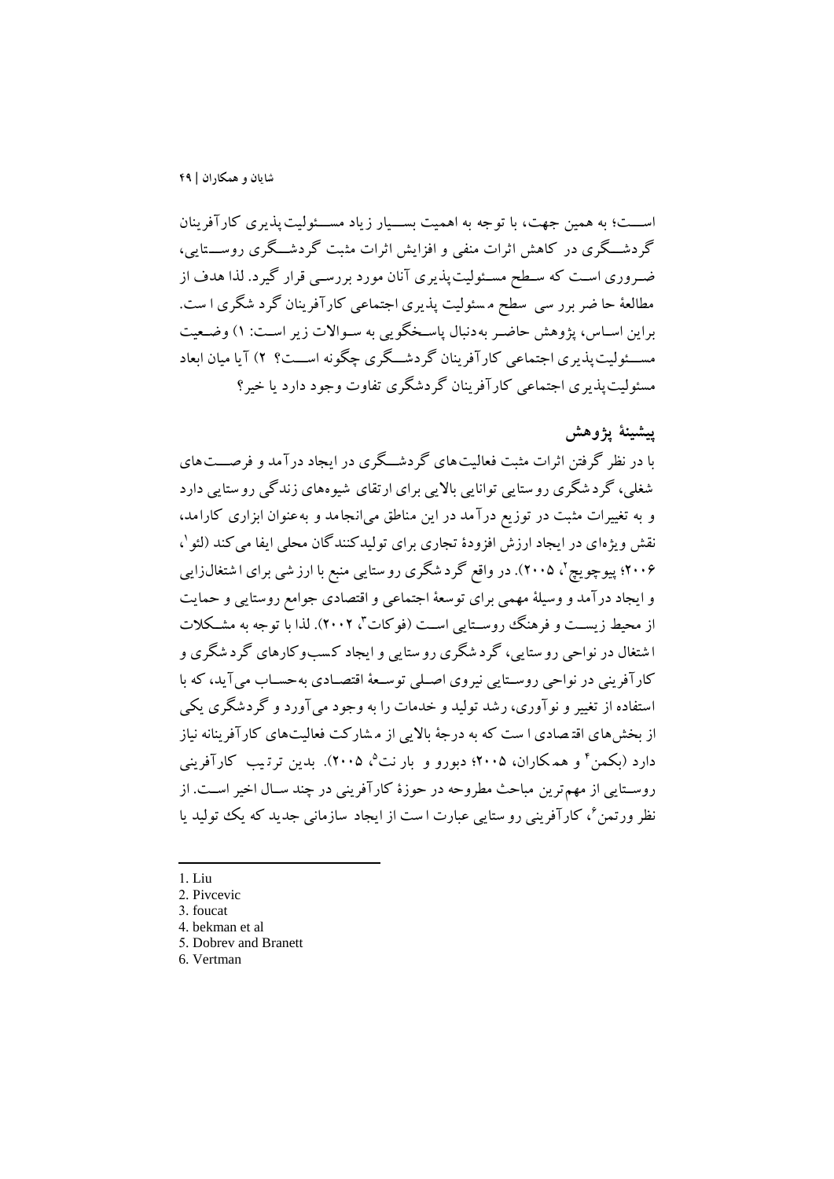است؛ به همین جهت، با توجه به اهمیت بسیار زیاد مسئولیت‌پذیری کارآفرینان گردشگری در کاهش اثرات منفی و افزایش اثرات مثبت گردشگری روستایی، ضروری است که سطح مسئولیت‌پذیری آنان مورد بررسی قرار گیرد. لذا هدف از مطالعهٔ حاضر بررسی سطح مسئولیت پذیری اجتماعی کارآفرینان گردشگری است. براین اساس، پژوهش حاضر به‌دنبال پاسخگویی به سوالات زیر است: ۱) وضعیت مسئولیت‌پذیری اجتماعی کارآفرینان گردشگری چگونه است؟ ۲) آیا میان ابعاد مسئولیت‌پذیری اجتماعی کارآفرینان گردشگری تفاوت وجود دارد یا خیر؟

## پیشینهٔ پژوهش

با در نظر گرفتن اثرات مثبت فعالیت‌های گردشگری در ایجاد درآمد و فرصت‌های شغلی، گردشگری روستایی توانایی بالایی برای ارتقای شیوه‌های زندگی روستایی دارد و به تغییرات مثبت در توزیع درآمد در این مناطق می‌انجامد و به‌عنوان ابزاری کارامد، نقش ویژه‌ای در ایجاد ارزش افزودهٔ تجاری برای تولیدکنندگان محلی ایفا می‌کند (لئو[1]، ۲۰۰۶؛ پیوچویچ[2]، ۲۰۰۵). در واقع گردشگری روستایی منبع با ارزشی برای اشتغال‌زایی و ایجاد درآمد و وسیلهٔ مهمی برای توسعهٔ اجتماعی و اقتصادی جوامع روستایی و حمایت از محیط زیست و فرهنگ روستایی است (فوکات[3]، ۲۰۰۲). لذا با توجه به مشکلات اشتغال در نواحی روستایی، گردشگری روستایی و ایجاد کسب‌وکارهای گردشگری و کارآفرینی در نواحی روستایی نیروی اصلی توسعهٔ اقتصادی به‌حساب می‌آید، که با استفاده از تغییر و نوآوری، رشد تولید و خدمات را به وجود می‌آورد و گردشگری یکی از بخش‌های اقتصادی است که به درجهٔ بالایی از مشارکت فعالیت‌های کارآفرینانه نیاز دارد (بکمن[4] و همکاران، ۲۰۰۵؛ دبورو و بارنت[5]، ۲۰۰۵). بدین ترتیب کارآفرینی روستایی از مهم‌ترین مباحث مطروحه در حوزهٔ کارآفرینی در چند سال اخیر است. از نظر ورتمن[6]، کارآفرینی روستایی عبارت است از ایجاد سازمانی جدید که یک تولید یا

---

1. Liu
2. Pivcevic
3. foucat
4. bekman et al
5. Dobrev and Branett
6. Vertman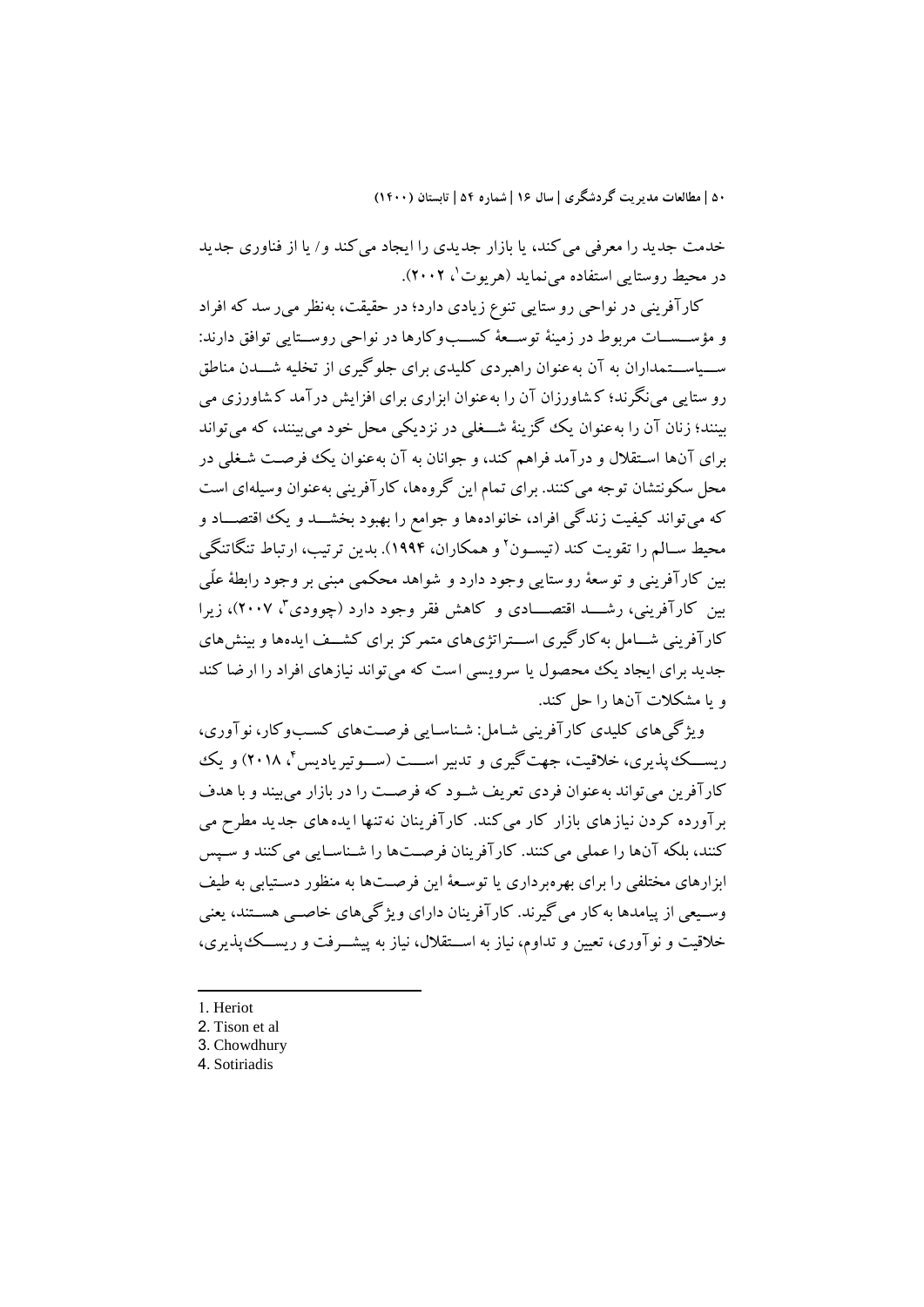خدمت جدید را معرفی می‌کند، یا بازار جدیدی را ایجاد می‌کند و/ یا از فناوری جدید در محیط روستایی استفاده می‌نماید (هریوت[1]، ۲۰۰۲).

کارآفرینی در نواحی روستایی تنوع زیادی دارد؛ در حقیقت، به‌نظر می‌رسد که افراد و مؤسسات مربوط در زمینهٔ توسعهٔ کسب‌وکارها در نواحی روستایی توافق دارند: سیاستمداران به آن به‌عنوان راهبردی کلیدی برای جلوگیری از تخلیه شدن مناطق روستایی می‌نگرند؛ کشاورزان آن را به‌عنوان ابزاری برای افزایش درآمد کشاورزی می بینند؛ زنان آن را به‌عنوان یک گزینهٔ شغلی در نزدیکی محل خود می‌بینند، که می‌تواند برای آن‌ها استقلال و درآمد فراهم کند، و جوانان به آن به‌عنوان یک فرصت شغلی در محل سکونتشان توجه می‌کنند. برای تمام این گروه‌ها، کارآفرینی به‌عنوان وسیله‌ای است که می‌تواند کیفیت زندگی افراد، خانواده‌ها و جوامع را بهبود بخشد و یک اقتصاد و محیط سالم را تقویت کند (تیسون[2] و همکاران، ۱۹۹۴). بدین ترتیب، ارتباط تنگاتنگی بین کارآفرینی و توسعهٔ روستایی وجود دارد و شواهد محکمی مبنی بر وجود رابطهٔ علّی بین کارآفرینی، رشد اقتصادی و کاهش فقر وجود دارد (چوودی[3]، ۲۰۰۷)، زیرا کارآفرینی شامل به‌کارگیری استراتژی‌های متمرکز برای کشف ایده‌ها و بینش‌های جدید برای ایجاد یک محصول یا سرویسی است که می‌تواند نیازهای افراد را ارضا کند و یا مشکلات آن‌ها را حل کند.

ویژگی‌های کلیدی کارآفرینی شامل: شناسایی فرصت‌های کسب‌وکار، نوآوری، ریسک‌پذیری، خلاقیت، جهت‌گیری و تدبیر است (سوتیریادیس[4]، ۲۰۱۸) و یک کارآفرین می‌تواند به‌عنوان فردی تعریف شود که فرصت را در بازار می‌بیند و با هدف برآورده کردن نیازهای بازار کار می‌کند. کارآفرینان نه‌تنها ایده‌های جدید مطرح می کنند، بلکه آن‌ها را عملی می‌کنند. کارآفرینان فرصت‌ها را شناسایی می‌کنند و سپس ابزارهای مختلفی را برای بهره‌برداری یا توسعهٔ این فرصت‌ها به منظور دستیابی به طیف وسیعی از پیامدها به‌کار می‌گیرند. کارآفرینان دارای ویژگی‌های خاصی هستند، یعنی خلاقیت و نوآوری، تعیین و تداوم، نیاز به استقلال، نیاز به پیشرفت و ریسک‌پذیری،

---

1. Heriot
2. Tison et al
3. Chowdhury
4. Sotiriadis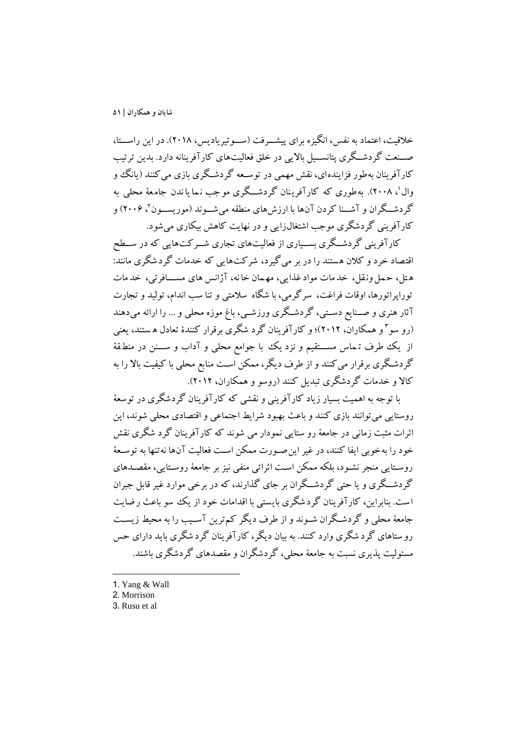خلاقیت، اعتماد به نفس، انگیزه برای پیشرفت (سوتیریادیس، ۲۰۱۸). در این راستا، صنعت گردشگری پتانسیل بالایی در خلق فعالیت‌های کارآفرینانه دارد. بدین ترتیب کارآفرینان به‌طور فزاینده‌ای، نقش مهمی در توسعه گردشگری بازی می‌کنند (یانگ و وال[1]، ۲۰۰۸). به‌طوری که کارآفرینان گردشگری موجب نمایاندن جامعهٔ محلی به گردشگران و آشنا کردن آن‌ها با ارزش‌های منطقه می‌شوند (موریسون[2]، ۲۰۰۶) و کارآفرینی گردشگری موجب اشتغال‌زایی و در نهایت کاهش بیکاری می‌شود.

کارآفرینی گردشگری بسیاری از فعالیت‌های تجاری شرکت‌هایی که در سطح اقتصاد خرد و کلان هستند را در بر می‌گیرد، شرکت‌هایی که خدمات گردشگری مانند: هتل، حمل‌ونقل، خدمات مواد غذایی، مهمان خانه، آژانس های مسافرتی، خدمات توراپراتورها، اوقات فراغت، سرگرمی، باشگاه سلامتی و تناسب اندام، تولید و تجارت آثار هنری و صنایع دستی، گردشگری ورزشی، باغ موزه محلی و ... را ارائه می‌دهند (روسو[3] و همکاران، ۲۰۱۲)؛ و کارآفرینان گردشگری برقرار کنندهٔ تعادل هستند، یعنی از یک طرف تماس مستقیم و نزدیک با جوامع محلی و آداب و سنن در منطقهٔ گردشگری برقرار می‌کنند و از طرف دیگر، ممکن است منابع محلی با کیفیت بالا را به کالا و خدمات گردشگری تبدیل کنند (روسو و همکاران، ۲۰۱۲).

با توجه به اهمیت بسیار زیاد کارآفرینی و نقشی که کارآفرینان گردشگری در توسعهٔ روستایی می‌توانند بازی کنند و باعث بهبود شرایط اجتماعی و اقتصادی محلی شوند، این اثرات مثبت زمانی در جامعهٔ روستایی نمودار می‌شوند که کارآفرینان گردشگری نقش خود را به‌خوبی ایفا کنند، در غیر این‌صورت ممکن است فعالیت آن‌ها نه‌تنها به توسعهٔ روستایی منجر نشود، بلکه ممکن است اثراتی منفی نیز بر جامعهٔ روستایی، مقصدهای گردشگری و یا حتی گردشگران بر جای گذارند، که در برخی موارد غیر قابل جبران است. بنابراین، کارآفرینان گردشگری بایستی با اقدامات خود از یک سو باعث رضایت جامعهٔ محلی و گردشگران شوند و از طرف دیگر کم‌ترین آسیب را به محیط زیست روستاهای گردشگری وارد کنند. به بیان دیگر، کارآفرینان گردشگری باید دارای حس مسئولیت پذیری نسبت به جامعهٔ محلی، گردشگران و مقصدهای گردشگری باشند.

---

1. Yang & Wall
2. Morrison
3. Rusu et al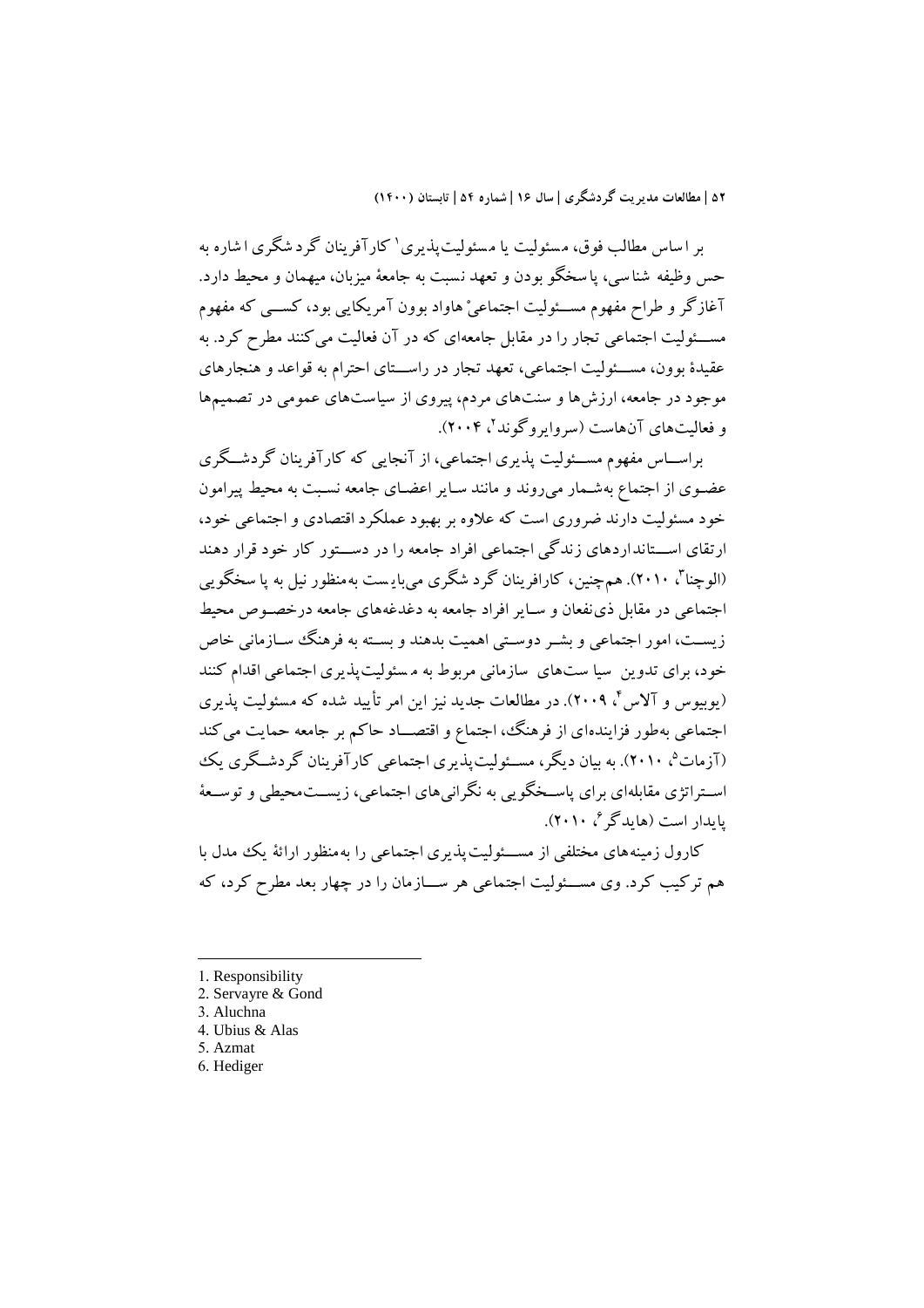بر اساس مطالب فوق، مسئولیت یا مسئولیت‌پذیری[1] کارآفرینان گردشگری اشاره به حس وظیفه شناسی، پاسخگو بودن و تعهد نسبت به جامعهٔ میزبان، میهمان و محیط دارد. آغازگر و طراح مفهوم مسئولیت اجتماعیْ هاواد بوون آمریکایی بود، کسی که مفهوم مسئولیت اجتماعی تجار را در مقابل جامعه‌ای که در آن فعالیت می‌کنند مطرح کرد. به عقیدهٔ بوون، مسئولیت اجتماعی، تعهد تجار در راستای احترام به قواعد و هنجارهای موجود در جامعه، ارزش‌ها و سنت‌های مردم، پیروی از سیاست‌های عمومی در تصمیم‌ها و فعالیت‌های آن‌هاست (سروایر و گوند[2]، ۲۰۰۴).

براساس مفهوم مسئولیت پذیری اجتماعی، از آنجایی که کارآفرینان گردشگری عضوی از اجتماع به‌شمار می‌روند و مانند سایر اعضای جامعه نسبت به محیط پیرامون خود مسئولیت دارند ضروری است که علاوه بر بهبود عملکرد اقتصادی و اجتماعی خود، ارتقای استانداردهای زندگی اجتماعی افراد جامعه را در دستور کار خود قرار دهند (الوچنا[3]، ۲۰۱۰). هم‌چنین، کارافرینان گردشگری می‌بایست به‌منظور نیل به پاسخگویی اجتماعی در مقابل ذی‌نفعان و سایر افراد جامعه به دغدغه‌های جامعه درخصوص محیط زیست، امور اجتماعی و بشر دوستی اهمیت بدهند و بسته به فرهنگ سازمانی خاص خود، برای تدوین سیاست‌های سازمانی مربوط به مسئولیت‌پذیری اجتماعی اقدام کنند (یوبیوس و آلاس[4]، ۲۰۰۹). در مطالعات جدید نیز این امر تأیید شده که مسئولیت پذیری اجتماعی به‌طور فزاینده‌ای از فرهنگ، اجتماع و اقتصاد حاکم بر جامعه حمایت می‌کند (آزمات[5]، ۲۰۱۰). به بیان دیگر، مسئولیت‌پذیری اجتماعی کارآفرینان گردشگری یک استراتژی مقابله‌ای برای پاسخگویی به نگرانی‌های اجتماعی، زیست‌محیطی و توسعهٔ پایدار است (هایدگر[6]، ۲۰۱۰).

کارول زمینه‌های مختلفی از مسئولیت‌پذیری اجتماعی را به‌منظور ارائهٔ یک مدل با هم ترکیب کرد. وی مسئولیت اجتماعی هر سازمان را در چهار بعد مطرح کرد، که

---

1. Responsibility
2. Servayre & Gond
3. Aluchna
4. Ubius & Alas
5. Azmat
6. Hediger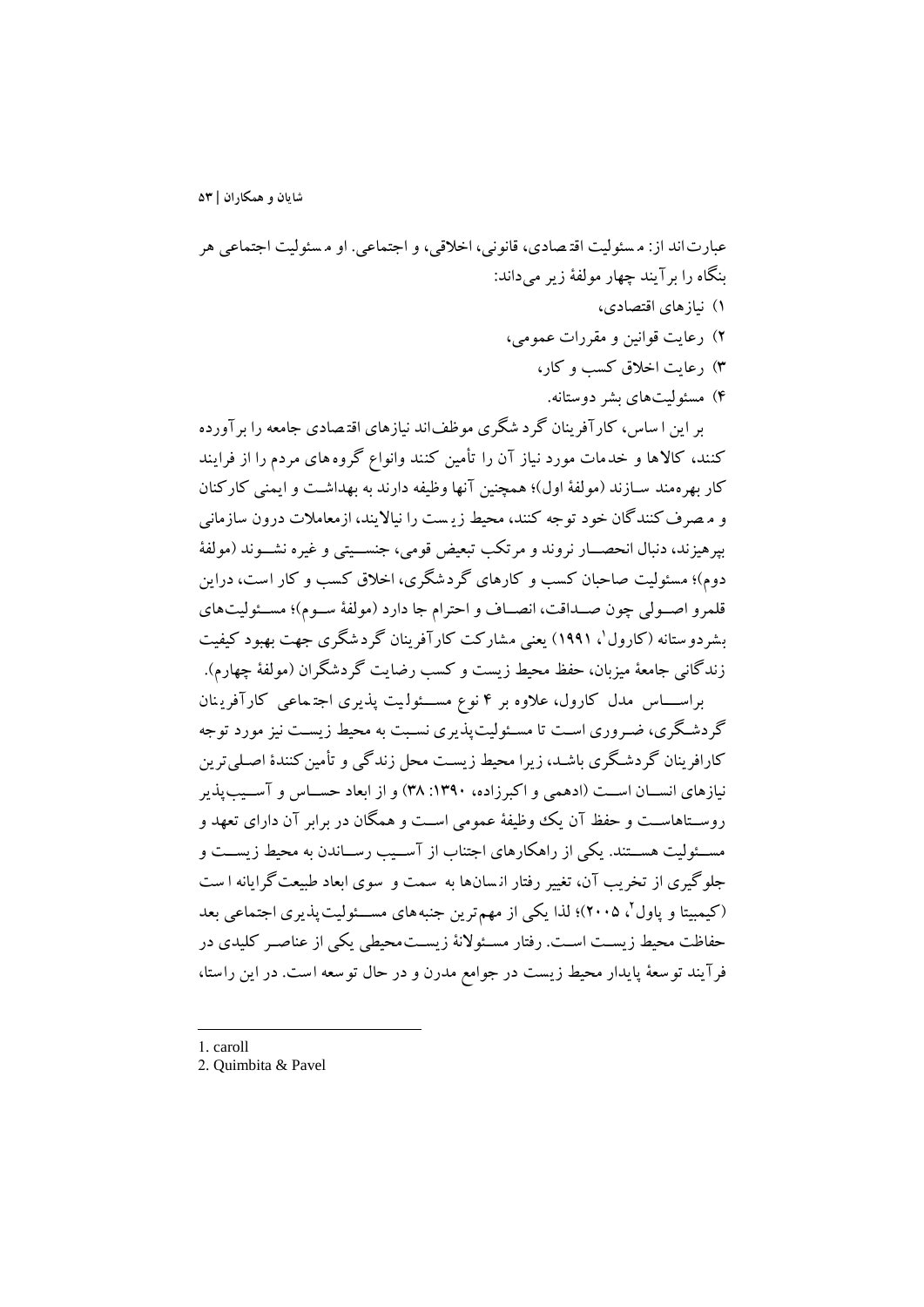عبارت‌اند از: مسئولیت اقتصادی، قانونی، اخلاقی، و اجتماعی. او مسئولیت اجتماعی هر بنگاه را برآیند چهار مولفهٔ زیر می‌داند:

1) نیازهای اقتصادی،
2) رعایت قوانین و مقررات عمومی،
3) رعایت اخلاق کسب و کار،
4) مسئولیت‌های بشر دوستانه.

بر این اساس، کارآفرینان گردشگری موظف‌اند نیازهای اقتصادی جامعه را برآورده کنند، کالاها و خدمات مورد نیاز آن را تأمین کنند وانواع گروه‌های مردم را از فرایند کار بهره‌مند سازند (مولفهٔ اول)؛ همچنین آنها وظیفه دارند به بهداشت و ایمنی کارکنان و مصرف‌کنندگان خود توجه کنند، محیط زیست را نیالایند، ازمعاملات درون سازمانی بپرهیزند، دنبال انحصار نروند و مرتکب تبعیض قومی، جنسیتی و غیره نشوند (مولفهٔ دوم)؛ مسئولیت صاحبان کسب و کارهای گردشگری، اخلاق کسب و کار است، دراین قلمرو اصولی چون صداقت، انصاف و احترام جا دارد (مولفهٔ سوم)؛ مسئولیت‌های بشردوستانه (کارول[1]، 1991) یعنی مشارکت کارآفرینان گردشگری جهت بهبود کیفیت زندگانی جامعهٔ میزبان، حفظ محیط زیست و کسب رضایت گردشگران (مولفهٔ چهارم).

براساس مدل کارول، علاوه بر ۴ نوع مسئولیت پذیری اجتماعی کارآفرینان گردشگری، ضروری است تا مسئولیت‌پذیری نسبت به محیط زیست نیز مورد توجه کارافرینان گردشگری باشد، زیرا محیط زیست محل زندگی و تأمین‌کنندهٔ اصلی‌ترین نیازهای انسان است (ادهمی و اکبرزاده، ۱۳۹۰: ۳۸) و از ابعاد حساس و آسیب‌پذیر روستاهاست و حفظ آن یک وظیفهٔ عمومی است و همگان در برابر آن دارای تعهد و مسئولیت هستند. یکی از راهکارهای اجتناب از آسیب رساندن به محیط زیست و جلوگیری از تخریب آن، تغییر رفتار انسان‌ها به سمت و سوی ابعاد طبیعت‌گرایانه است (کیمبیتا و پاول[2]، ۲۰۰۵)؛ لذا یکی از مهم‌ترین جنبه‌های مسئولیت‌پذیری اجتماعی بعد حفاظت محیط زیست است. رفتار مسئولانهٔ زیست‌محیطی یکی از عناصر کلیدی در فرآیند توسعهٔ پایدار محیط زیست در جوامع مدرن و در حال توسعه است. در این راستا،

---

1. caroll
2. Quimbita & Pavel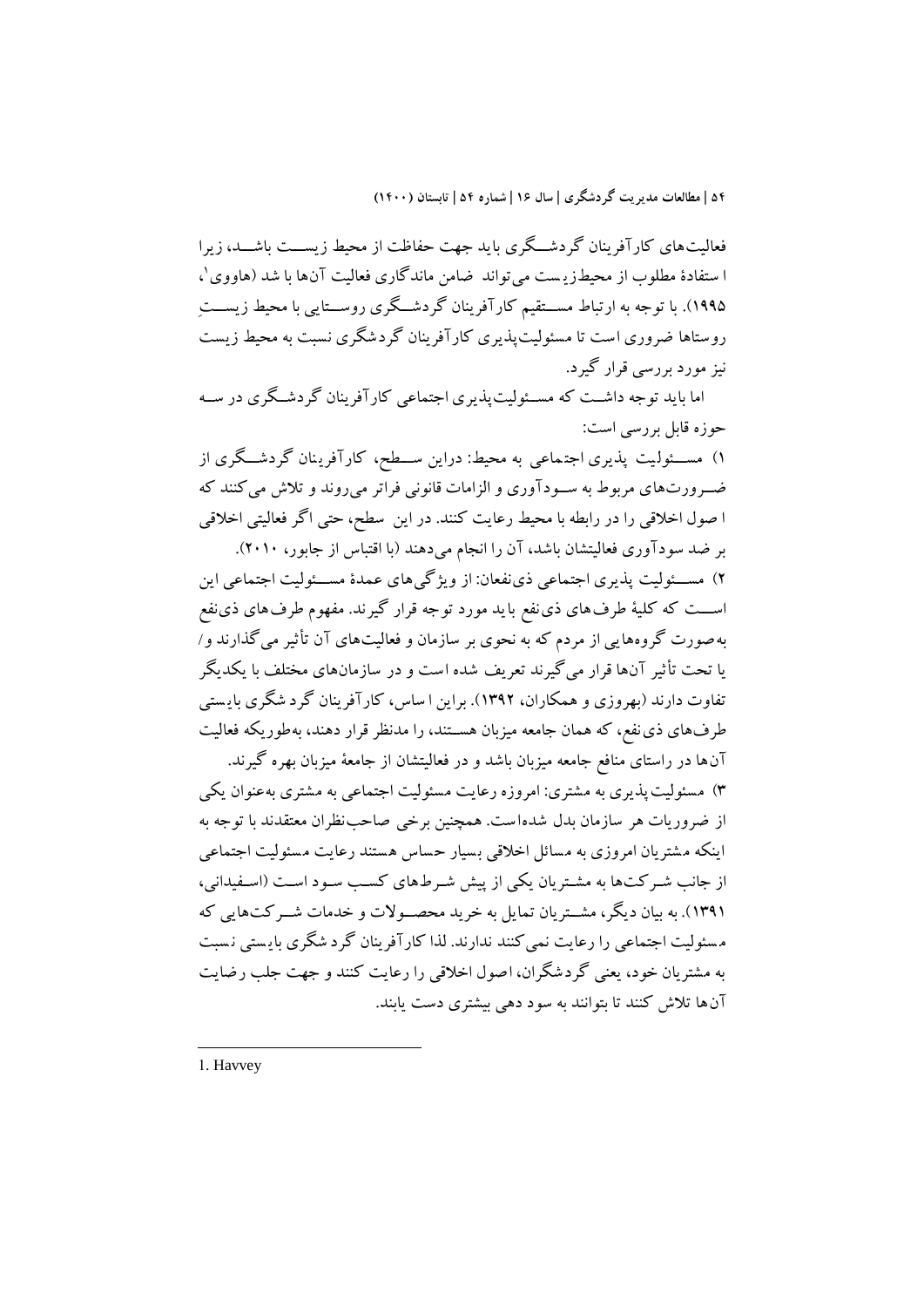فعالیت‌های کارآفرینان گردشگری باید جهت حفاظت از محیط زیست باشد، زیرا استفادهٔ مطلوب از محیط‌زیست می‌تواند ضامن ماندگاری فعالیت آن‌ها با شد (هاووی[1]، ۱۹۹۵). با توجه به ارتباط مستقیم کارآفرینان گردشگری روستایی با محیط زیستِ روستاها ضروری است تا مسئولیت‌پذیری کارآفرینان گردشگری نسبت به محیط زیست نیز مورد بررسی قرار گیرد.

اما باید توجه داشت که مسئولیت‌پذیری اجتماعی کارآفرینان گردشگری در سه حوزه قابل بررسی است:

۱) مسئولیت پذیری اجتماعی به محیط: دراین سطح، کارآفرینان گردشگری از ضرورت‌های مربوط به سودآوری و الزامات قانونی فراتر می‌روند و تلاش می‌کنند که اصول اخلاقی را در رابطه با محیط رعایت کنند. در این سطح، حتی اگر فعالیتی اخلاقی بر ضد سودآوری فعالیتشان باشد، آن را انجام می‌دهند (با اقتباس از جابور، ۲۰۱۰).

۲) مسئولیت پذیری اجتماعی ذی‌نفعان: از ویژگی‌های عمدهٔ مسئولیت اجتماعی این است که کلیهٔ طرف‌های ذی‌نفع باید مورد توجه قرار گیرند. مفهوم طرف‌های ذی‌نفع به‌صورت گروه‌هایی از مردم که به نحوی بر سازمان و فعالیت‌های آن تأثیر می‌گذارند و/ یا تحت تأثیر آن‌ها قرار می‌گیرند تعریف شده است و در سازمان‌های مختلف با یکدیگر تفاوت دارند (بهروزی و همکاران، ۱۳۹۲). براین اساس، کارآفرینان گردشگری بایستی طرف‌های ذی‌نفع، که همان جامعه میزبان هستند، را مدنظر قرار دهند، به‌طوریکه فعالیت آن‌ها در راستای منافع جامعه میزبان باشد و در فعالیتشان از جامعهٔ میزبان بهره گیرند.

۳) مسئولیت‌پذیری به مشتری: امروزه رعایت مسئولیت اجتماعی به مشتری به‌عنوان یکی از ضروریات هر سازمان بدل شده‌است. همچنین برخی صاحب‌نظران معتقدند با توجه به اینکه مشتریان امروزی به مسائل اخلاقی بسیار حساس هستند رعایت مسئولیت اجتماعی از جانب شرکت‌ها به مشتریان یکی از پیش شرط‌های کسب سود است (اسفیدانی، ۱۳۹۱). به بیان دیگر، مشتریان تمایل به خرید محصولات و خدمات شرکت‌هایی که مسئولیت اجتماعی را رعایت نمی‌کنند ندارند. لذا کارآفرینان گردشگری بایستی نسبت به مشتریان خود، یعنی گردشگران، اصول اخلاقی را رعایت کنند و جهت جلب رضایت آن‌ها تلاش کنند تا بتوانند به سود دهی بیشتری دست یابند.

---

1. Havvey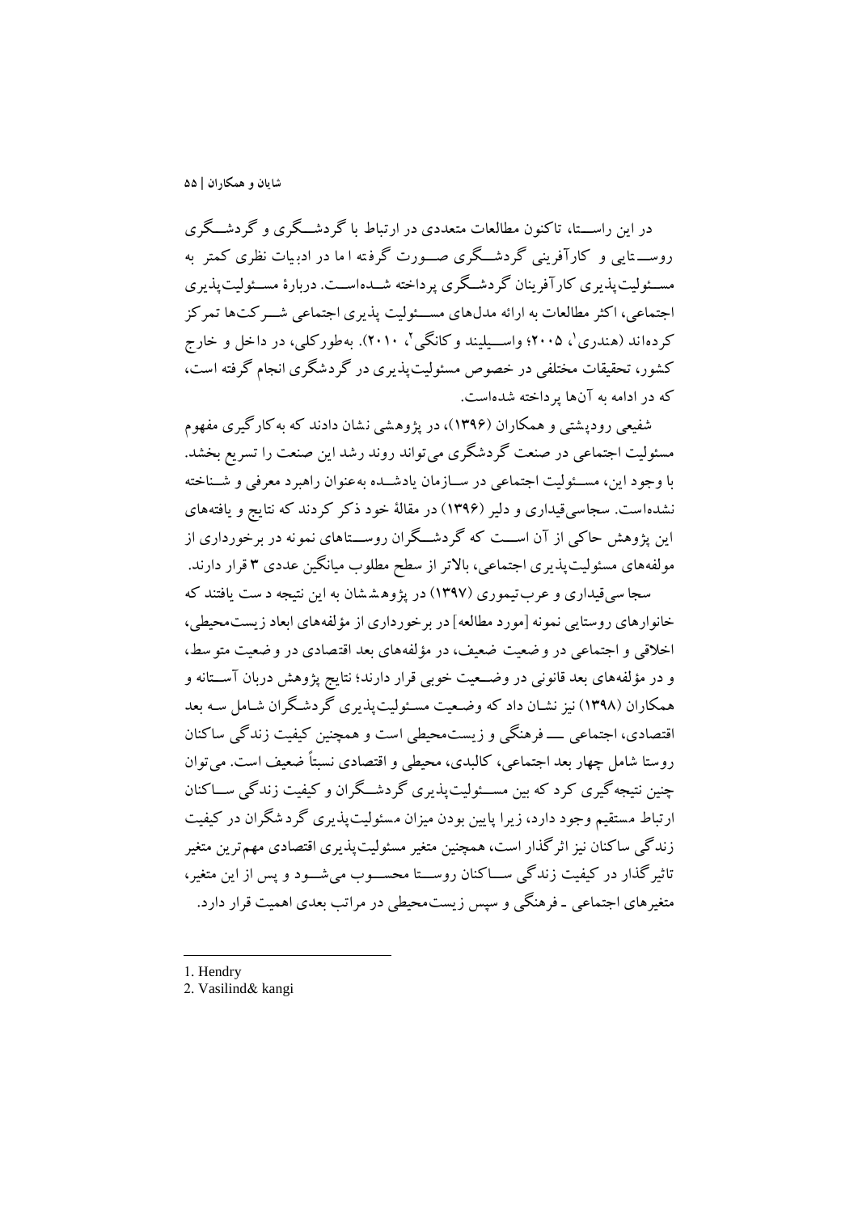در این راســتا، تاکنون مطالعات متعددی در ارتباط با گردشــگری و گردشــگری روســتایی و کارآفرینی گردشــگری صــورت گرفته اما در ادبیات نظری کمتر به مســئولیت‌پذیری کارآفرینان گردشــگری پرداخته شــده‌اســت. دربارۀ مســئولیت‌پذیری اجتماعی، اکثر مطالعات به ارائه مدل‌های مســئولیت پذیری اجتماعی شــرکت‌ها تمرکز کرده‌اند (هندری[1]، ۲۰۰۵؛ واســیلیند و کانگی[2]، ۲۰۱۰). به‌طورکلی، در داخل و خارج کشور، تحقیقات مختلفی در خصوص مسئولیت‌پذیری در گردشگری انجام گرفته است، که در ادامه به آن‌ها پرداخته شده‌است.

شفیعی رودپشتی و همکاران (۱۳۹۶)، در پژوهشی نشان دادند که به‌کارگیری مفهوم مسئولیت اجتماعی در صنعت گردشگری می‌تواند روند رشد این صنعت را تسریع بخشد. با وجود این، مســئولیت اجتماعی در ســازمان یادشــده به‌عنوان راهبرد معرفی و شــناخته نشده‌است. سجاسی‌قیداری و دلیر (۱۳۹۶) در مقالۀ خود ذکر کردند که نتایج و یافته‌های این پژوهش حاکی از آن اســت که گردشــگران روســتاهای نمونه در برخورداری از مولفه‌های مسئولیت‌پذیری اجتماعی، بالاتر از سطح مطلوب میانگین عددی ۳ قرار دارند.

سجاسی‌قیداری و عرب‌تیموری (۱۳۹۷) در پژوهششان به این نتیجه دست یافتند که خانوارهای روستایی نمونه [مورد مطالعه] در برخورداری از مؤلفه‌های ابعاد زیست‌محیطی، اخلاقی و اجتماعی در وضعیت ضعیف، در مؤلفه‌های بعد اقتصادی در وضعیت متوسط، و در مؤلفه‌های بعد قانونی در وضــعیت خوبی قرار دارند؛ نتایج پژوهش دربان آســتانه و همکاران (۱۳۹۸) نیز نشان داد که وضعیت مسئولیت‌پذیری گردشگران شامل سه بعد اقتصادی، اجتماعی ـــ فرهنگی و زیست‌محیطی است و همچنین کیفیت زندگی ساکنان روستا شامل چهار بعد اجتماعی، کالبدی، محیطی و اقتصادی نسبتاً ضعیف است. می‌توان چنین نتیجه‌گیری کرد که بین مســئولیت‌پذیری گردشــگران و کیفیت زندگی ســاکنان ارتباط مستقیم وجود دارد، زیرا پایین بودن میزان مسئولیت‌پذیری گردشگران در کیفیت زندگی ساکنان نیز اثرگذار است، همچنین متغیر مسئولیت‌پذیری اقتصادی مهم‌ترین متغیر تاثیرگذار در کیفیت زندگی ســاکنان روســتا محســوب می‌شــود و پس از این متغیر، متغیرهای اجتماعی ـ فرهنگی و سپس زیست‌محیطی در مراتب بعدی اهمیت قرار دارد.

---

1. Hendry
2. Vasilind& kangi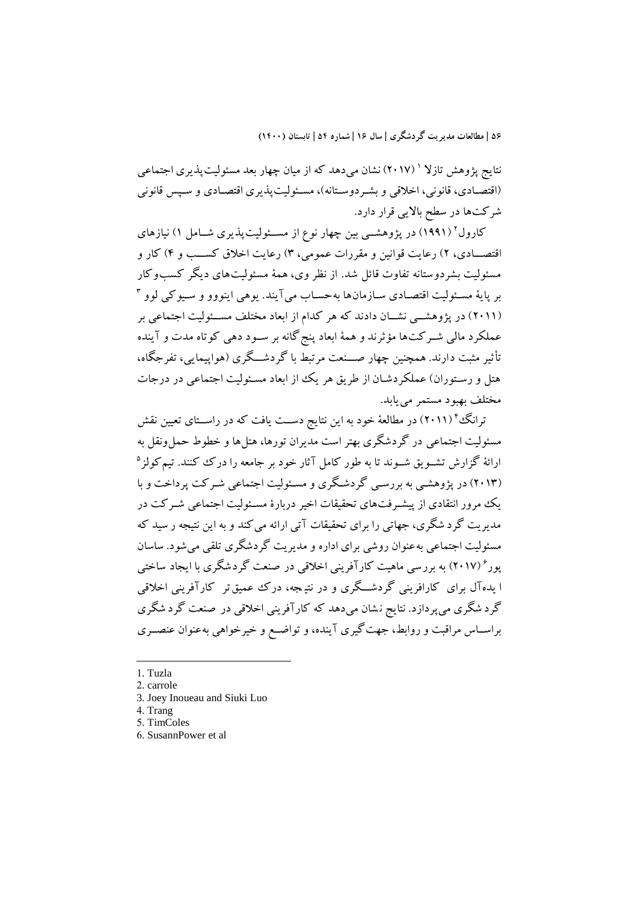نتایج پژوهش تازلا[1] (۲۰۱۷) نشان می‌دهد که از میان چهار بعد مسئولیت‌پذیری اجتماعی (اقتصادی، قانونی، اخلاقی و بشردوستانه)، مسئولیت‌پذیری اقتصادی و سپس قانونی شرکت‌ها در سطح بالایی قرار دارد.

کارول[2] (۱۹۹۱) در پژوهشی بین چهار نوع از مسئولیت‌پذیری شامل ۱) نیازهای اقتصادی، ۲) رعایت قوانین و مقررات عمومی، ۳) رعایت اخلاق کسب و ۴) کار و مسئولیت بشردوستانه تفاوت قائل شد. از نظر وی، همهٔ مسئولیت‌های دیگر کسب‌وکار بر پایهٔ مسئولیت اقتصادی سازمان‌ها به‌حساب می‌آیند. یوهی اینووو و سیوکی لوو[3] (۲۰۱۱) در پژوهشی نشان دادند که هر کدام از ابعاد مختلف مسئولیت اجتماعی بر عملکرد مالی شرکت‌ها مؤثرند و همهٔ ابعاد پنج‌گانه بر سود دهی کوتاه مدت و آینده تأثیر مثبت دارند. همچنین چهار صنعت مرتبط با گردشگری (هواپیمایی، تفرجگاه، هتل و رستوران) عملکردشان از طریق هر یک از ابعاد مسئولیت اجتماعی در درجات مختلف بهبود مستمر می‌یابد.

ترانگ[4] (۲۰۱۱) در مطالعهٔ خود به این نتایج دست یافت که در راستای تعیین نقش مسئولیت اجتماعی در گردشگری بهتر است مدیران تورها، هتل‌ها و خطوط حمل‌ونقل به ارائهٔ گزارش تشویق شوند تا به طور کامل آثار خود بر جامعه را درک کنند. تیم‌کولز[5] (۲۰۱۳) در پژوهشی به بررسی گردشگری و مسئولیت اجتماعی شرکت پرداخت و با یک مرور انتقادی از پیشرفت‌های تحقیقات اخیر دربارهٔ مسئولیت اجتماعی شرکت در مدیریت گردشگری، جهاتی را برای تحقیقات آتی ارائه می‌کند و به این نتیجه رسید که مسئولیت اجتماعی به‌عنوان روشی برای اداره و مدیریت گردشگری تلقی می‌شود. ساسان پور[6] (۲۰۱۷) به بررسی ماهیت کارآفرینی اخلاقی در صنعت گردشگری با ایجاد ساختی ایده‌آل برای کارافرینی گردشگری و در نتیجه، درک عمیق‌تر کارآفرینی اخلاقی گردشگری می‌پردازد. نتایج نشان می‌دهد که کارآفرینی اخلاقی در صنعت گردشگری براساس مراقبت و روابط، جهت‌گیری آینده، و تواضع و خیرخواهی به‌عنوان عنصری

---

1. Tuzla
2. carrole
3. Joey Inoueau and Siuki Luo
4. Trang
5. TimColes
6. SusannPower et al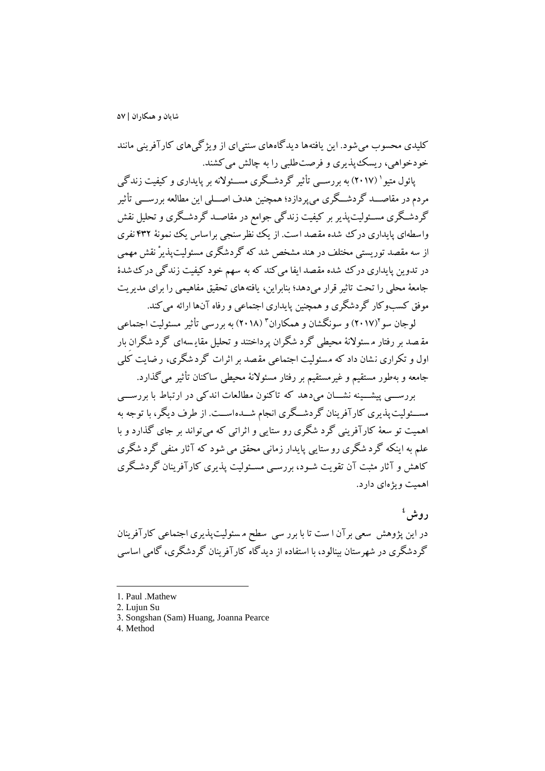کلیدی محسوب می‌شود. این یافته‌ها دیدگاه‌های سنتی‌ای از ویژگی‌های کارآفرینی مانند خودخواهی، ریسک‌پذیری و فرصت‌طلبی را به چالش می‌کشند.

پائول متیو[1] (۲۰۱۷) به بررسی تأثیر گردشگری مسئولانه بر پایداری و کیفیت زندگی مردم در مقاصد گردشگری می‌پردازد؛ همچنین هدف اصلی این مطالعه بررسی تأثیر گردشگری مسئولیت‌پذیر بر کیفیت زندگی جوامع در مقاصد گردشگری و تحلیل نقش واسطه‌ای پایداری درک شده مقصد است. از یک نظرسنجی براساس یک نمونهٔ ۴۳۲ نفری از سه مقصد توریستی مختلف در هند مشخص شد که گردشگری مسئولیت‌پذیر نقش مهمی در تدوین پایداری درک شده مقصد ایفا می‌کند که به سهم خود کیفیت زندگی درک‌شدهٔ جامعهٔ محلی را تحت تاثیر قرار می‌دهد؛ بنابراین، یافته‌های تحقیق مفاهیمی را برای مدیریت موفق کسب‌وکار گردشگری و همچنین پایداری اجتماعی و رفاه آن‌ها ارائه می‌کند.

لوجان سو[2] (۲۰۱۷) و سونگشان و همکاران[3] (۲۰۱۸) به بررسی تأثیر مسئولیت اجتماعی مقصد بر رفتار مسئولانهٔ محیطی گردشگران پرداختند و تحلیل مقایسه‌ای گردشگران بار اول و تکراری نشان داد که مسئولیت اجتماعی مقصد بر اثرات گردشگری، رضایت کلی جامعه و به‌طور مستقیم و غیرمستقیم بر رفتار مسئولانهٔ محیطی ساکنان تأثیر می‌گذارد.

بررسی پیشینه نشان می‌دهد که تاکنون مطالعات اندکی در ارتباط با بررسی مسئولیت‌پذیری کارآفرینان گردشگری انجام شده‌است. از طرف دیگر، با توجه به اهمیت توسعهٔ کارآفرینی گردشگری روستایی و اثراتی که می‌تواند بر جای گذارد و با علم به اینکه گردشگری روستایی پایدار زمانی محقق می‌شود که آثار منفی گردشگری کاهش و آثار مثبت آن تقویت شود، بررسی مسئولیت‌پذیری کارآفرینان گردشگری اهمیت ویژه‌ای دارد.

## روش[4]

در این پژوهش سعی برآن است تا با بررسی سطح مسئولیت‌پذیری اجتماعی کارآفرینان گردشگری در شهرستان بینالود، با استفاده از دیدگاه کارآفرینان گردشگری، گامی اساسی

---

1. Paul .Mathew
2. Lujun Su
3. Songshan (Sam) Huang, Joanna Pearce
4. Method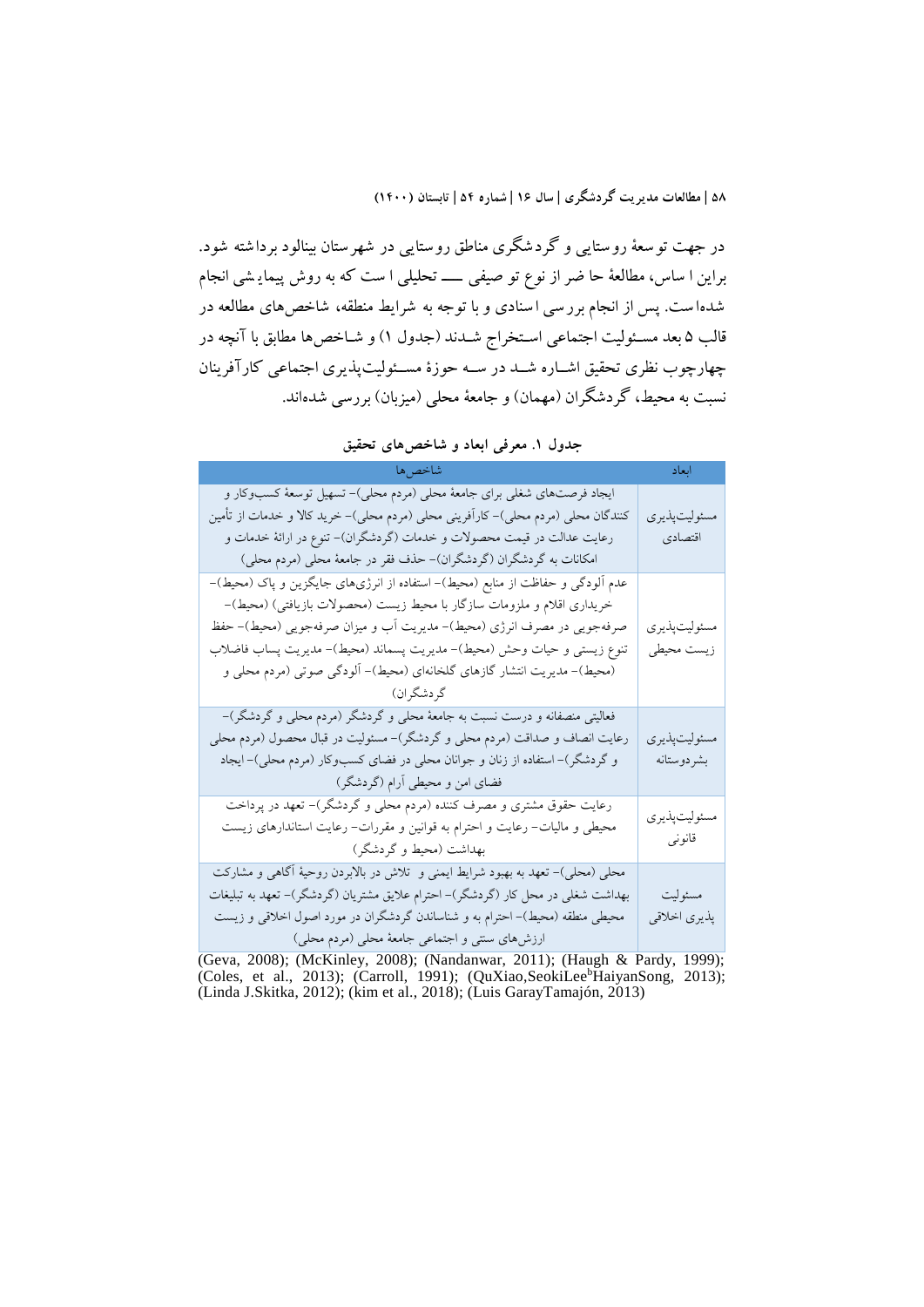در جهت توسعهٔ روستایی و گردشگری مناطق روستایی در شهرستان بینالود برداشته شود. براین اساس، مطالعهٔ حاضر از نوع توصیفی ـــ تحلیلی است که به روش پیمایشی انجام شده‌است. پس از انجام بررسی اسنادی و با توجه به شرایط منطقه، شاخص‌های مطالعه در قالب ۵ بعد مسئولیت اجتماعی استخراج شدند (جدول ۱) و شاخص‌ها مطابق با آنچه در چهارچوب نظری تحقیق اشاره شد در سه حوزهٔ مسئولیت‌پذیری اجتماعی کارآفرینان نسبت به محیط، گردشگران (مهمان) و جامعهٔ محلی (میزبان) بررسی شده‌اند.

**جدول ۱. معرفی ابعاد و شاخص‌های تحقیق**

| ابعاد | شاخص‌ها |
|---|---|
| مسئولیت‌پذیری اقتصادی | ایجاد فرصت‌های شغلی برای جامعهٔ محلی (مردم محلی)- تسهیل توسعهٔ کسب‌وکار و کنندگان محلی (مردم محلی)- کارآفرینی محلی (مردم محلی)- خرید کالا و خدمات از تأمین رعایت عدالت در قیمت محصولات و خدمات (گردشگران)- تنوع در ارائهٔ خدمات و امکانات به گردشگران (گردشگران)- حذف فقر در جامعهٔ محلی (مردم محلی) |
| مسئولیت‌پذیری زیست محیطی | عدم آلودگی و حفاظت از منابع (محیط)- استفاده از انرژی‌های جایگزین و پاک (محیط)- خریداری اقلام و ملزومات سازگار با محیط زیست (محصولات بازیافتی) (محیط)- صرفه‌جویی در مصرف انرژی (محیط)- مدیریت آب و میزان صرفه‌جویی (محیط)- حفظ تنوع زیستی و حیات وحش (محیط)- مدیریت پسماند (محیط)- مدیریت پساب فاضلاب (محیط)- مدیریت انتشار گازهای گلخانه‌ای (محیط)- آلودگی صوتی (مردم محلی و گردشگران) |
| مسئولیت‌پذیری بشردوستانه | فعالیتی منصفانه و درست نسبت به جامعهٔ محلی و گردشگر (مردم محلی و گردشگر)- رعایت انصاف و صداقت (مردم محلی و گردشگر)- مسئولیت در قبال محصول (مردم محلی و گردشگر)- استفاده از زنان و جوانان محلی در فضای کسب‌وکار (مردم محلی)- ایجاد فضای امن و محیطی آرام (گردشگر) |
| مسئولیت‌پذیری قانونی | رعایت حقوق مشتری و مصرف کننده (مردم محلی و گردشگر)- تعهد در پرداخت محیطی و مالیات- رعایت و احترام به قوانین و مقررات- رعایت استانداردهای زیست بهداشت (محیط و گردشگر) |
| مسئولیت پذیری اخلاقی | محلی (محلی)- تعهد به بهبود شرایط ایمنی و تلاش در بالابردن روحیهٔ آگاهی و مشارکت بهداشت شغلی در محل کار (گردشگر)- احترام علایق مشتریان (گردشگر)- تعهد به تبلیغات محیطی منطقه (محیط)- احترام به و شناساندن گردشگران در مورد اصول اخلاقی و زیست ارزش‌های سنتی و اجتماعی جامعهٔ محلی (مردم محلی) |

(Geva, 2008); (McKinley, 2008); (Nandanwar, 2011); (Haugh & Pardy, 1999); (Coles, et al., 2013); (Carroll, 1991); (QuXiao,SeokiLee[b]HaiyanSong, 2013); (Linda J.Skitka, 2012); (kim et al., 2018); (Luis GarayTamajón, 2013)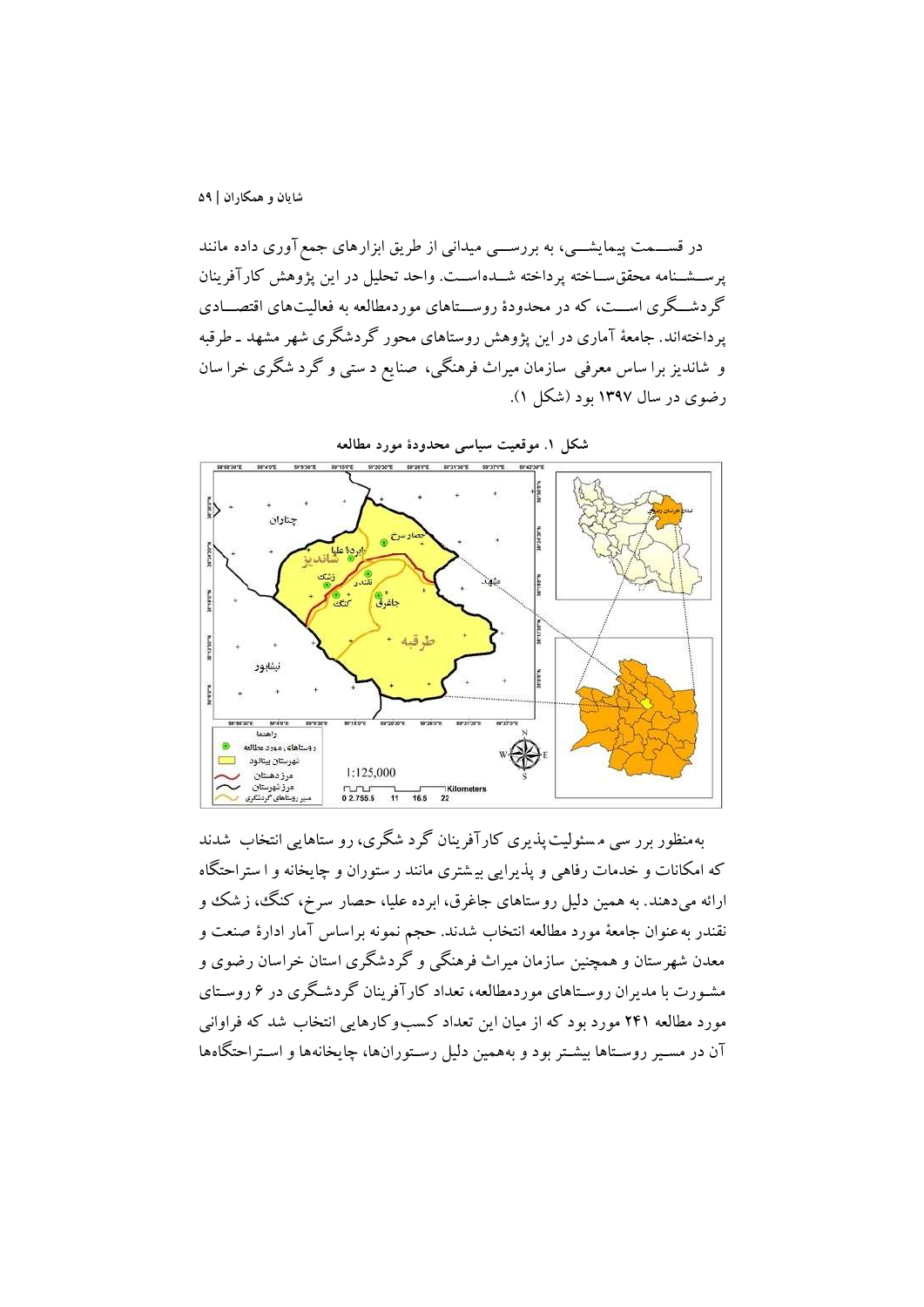در قسمت پیمایشی، به بررسی میدانی از طریق ابزارهای جمع‌آوری داده مانند پرسشنامه محقق‌ساخته پرداخته شده‌است. واحد تحلیل در این پژوهش کارآفرینان گردشگری است، که در محدودهٔ روستاهای موردمطالعه به فعالیت‌های اقتصادی پرداخته‌اند. جامعهٔ آماری در این پژوهش روستاهای محور گردشگری شهر مشهد ـ طرقبه و شاندیز براساس معرفی سازمان میراث فرهنگی، صنایع دستی و گردشگری خراسان رضوی در سال ۱۳۹۷ بود (شکل ۱).

**شکل ۱. موقعیت سیاسی محدودهٔ مورد مطالعه**

به‌منظور بررسی مسئولیت‌پذیری کارآفرینان گردشگری، روستاهایی انتخاب شدند که امکانات و خدمات رفاهی و پذیرایی بیشتری مانند رستوران و چایخانه و استراحتگاه ارائه می‌دهند. به همین دلیل روستاهای جاغرق، ابرده علیا، حصار سرخ، کنگ، زشک و نقندر به‌عنوان جامعهٔ مورد مطالعه انتخاب شدند. حجم نمونه براساس آمار ادارهٔ صنعت و معدن شهرستان و همچنین سازمان میراث فرهنگی و گردشگری استان خراسان رضوی و مشورت با مدیران روستاهای موردمطالعه، تعداد کارآفرینان گردشگری در ۶ روستای مورد مطالعه ۲۴۱ مورد بود که از میان این تعداد کسب‌وکارهایی انتخاب شد که فراوانی آن در مسیر روستاها بیشتر بود و به‌همین دلیل رستوران‌ها، چایخانه‌ها و استراحتگاه‌ها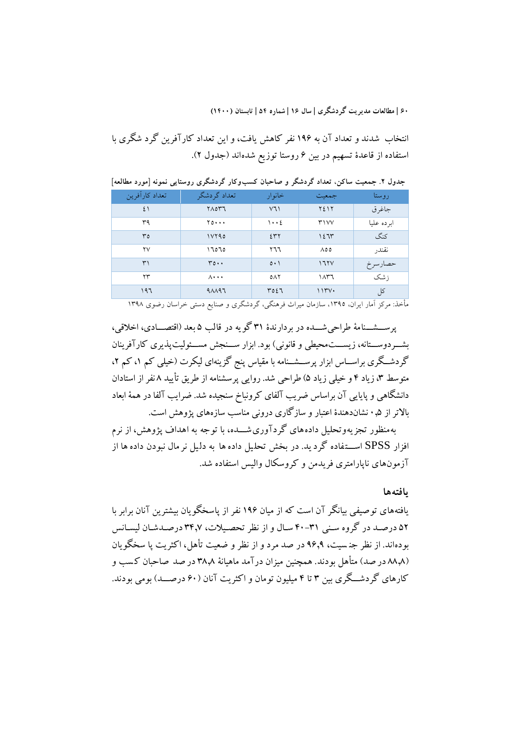انتخاب شدند و تعداد آن به ۱۹۶ نفر کاهش یافت، و این تعداد کارآفرین گرد شگری با استفاده از قاعدهٔ تسهیم در بین ۶ روستا توزیع شده‌اند (جدول ۲).

**جدول ۲. جمعیت ساکن، تعداد گردشگر و صاحبان کسب‌وکار گردشگری روستایی نمونه [مورد مطالعه]**

| روستا | جمعیت | خانوار | تعداد گردشگر | تعداد کارآفرین |
| --- | --- | --- | --- | --- |
| جاغرق | ۲۴۱۲ | ۷۶۱ | ۲۸۵۳۶ | ۴۱ |
| ابرده علیا | ۳۱۷۷ | ۱۰۰۴ | ۲۵۰۰۰ | ۳۹ |
| کنگ | ۱۴۶۳ | ۴۳۲ | ۱۷۲۹۵ | ۳۵ |
| نقندر | ۸۵۵ | ۲۶۶ | ۱۶۵۶۵ | ۲۷ |
| حصارسرخ | ۱۶۲۷ | ۵۰۱ | ۳۵۰۰ | ۳۱ |
| زشک | ۱۸۳۶ | ۵۸۲ | ۸۰۰۰ | ۲۳ |
| کل | ۱۱۳۷۰ | ۳۵۴۶ | ۹۸۸۹۶ | ۱۹۶ |

مأخذ: مرکز آمار ایران، ۱۳۹۵، سازمان میراث فرهنگی، گردشگری و صنایع دستی خراسان رضوی ۱۳۹۸

پرسشنامهٔ طراحی‌شده در بردارندهٔ ۳۱ گویه در قالب ۵ بعد (اقتصادی، اخلاقی، بشردوستانه، زیست‌محیطی و قانونی) بود. ابزار سنجش مسئولیت‌پذیری کارآفرینان گردشگری براساس ابزار پرسشنامه با مقیاس پنج گزینه‌ای لیکرت (خیلی کم ۱، کم ۲، متوسط ۳، زیاد ۴ و خیلی زیاد ۵) طراحی شد. روایی پرسشنامه از طریق تأیید ۸ نفر از استادان دانشگاهی و پایایی آن براساس ضریب آلفای کرونباخ سنجیده شد. ضرایب آلفا در همهٔ ابعاد بالاتر از ۰٫۵ نشان‌دهندهٔ اعتبار و سازگاری درونی مناسب سازه‌های پژوهش است.

به‌منظور تجزیه‌وتحلیل داده‌های گردآوری‌شده، با توجه به اهداف پژوهش، از نرم افزار SPSS استفاده گردید. در بخش تحلیل داده ها به دلیل نرمال نبودن داده ها از آزمون‌های ناپارامتری فریدمن و کروسکال والیس استفاده شد.

## یافته‌ها

یافته‌های توصیفی بیانگر آن است که از میان ۱۹۶ نفر از پاسخگویان بیشترین آنان برابر با ۵۲ درصد در گروه سنی ۳۱-۴۰ سال و از نظر تحصیلات، ۳۴٫۷ درصدشان لیسانس بوده‌اند. از نظر جنسیت، ۹۶٫۹ در صد مرد و از نظر و ضعیت تأهل، اکثریت پا سخگویان (۸۸٫۸ در صد) متأهل بودند. همچنین میزان درآمد ماهیانهٔ ۳۸٫۸ در صد صاحبان کسب و کارهای گردشگری بین ۳ تا ۴ میلیون تومان و اکثریت آنان (۶۰ درصد) بومی بودند.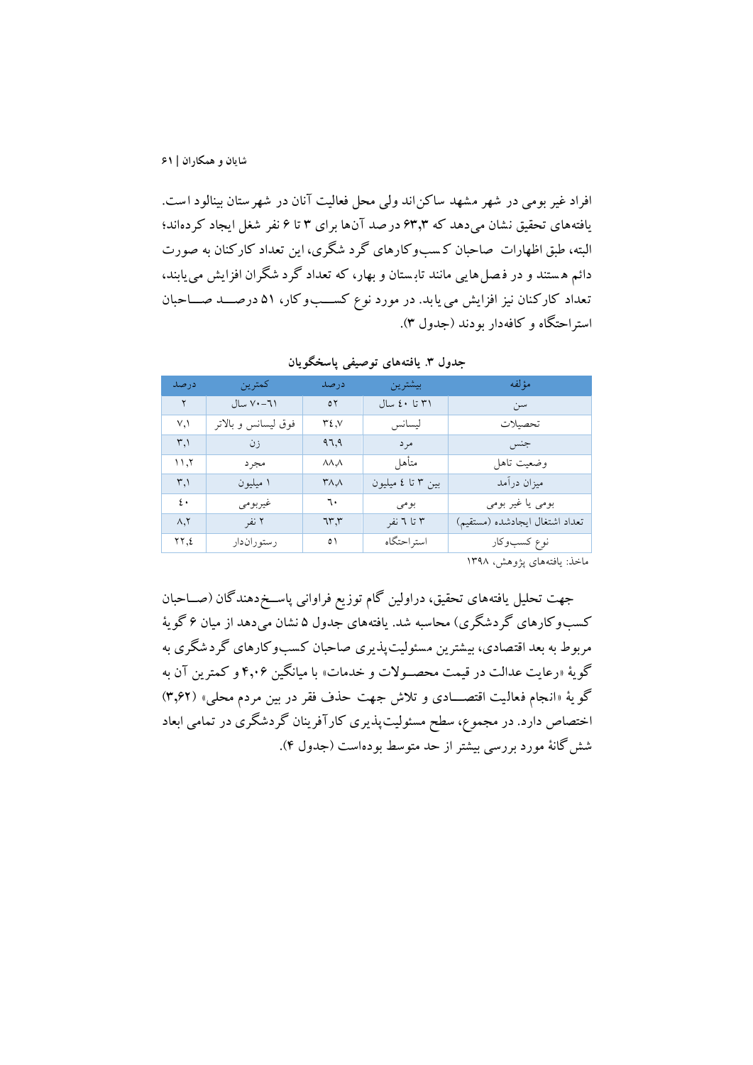افراد غیر بومی در شهر مشهد ساکن‌اند ولی محل فعالیت آنان در شهرستان بینالود است. یافته‌های تحقیق نشان می‌دهد که ۶۳٫۳ درصد آن‌ها برای ۳ تا ۶ نفر شغل ایجاد کرده‌اند؛ البته، طبق اظهارات صاحبان کسب‌وکارهای گردشگری، این تعداد کارکنان به صورت دائم هستند و در فصل‌هایی مانند تابستان و بهار، که تعداد گردشگران افزایش می‌یابند، تعداد کارکنان نیز افزایش می‌یابد. در مورد نوع کسب‌وکار، ۵۱ درصد صاحبان استراحتگاه و کافه‌دار بودند (جدول ۳).

**جدول ۳. یافته‌های توصیفی پاسخگویان**

| مؤلفه | بیشترین | درصد | کمترین | درصد |
| --- | --- | --- | --- | --- |
| سن | ۳۱ تا ۴۰ سال | ۵۲ | ۶۱–۷۰ سال | ۲ |
| تحصیلات | لیسانس | ۳۴٫۷ | فوق لیسانس و بالاتر | ۷٫۱ |
| جنس | مرد | ۹۶٫۹ | زن | ۳٫۱ |
| وضعیت تاهل | متأهل | ۸۸٫۸ | مجرد | ۱۱٫۲ |
| میزان درآمد | بین ۳ تا ۴ میلیون | ۳۸٫۸ | ۱ میلیون | ۳٫۱ |
| بومی یا غیر بومی | بومی | ۶۰ | غیربومی | ۴۰ |
| تعداد اشتغال ایجادشده (مستقیم) | ۳ تا ۶ نفر | ۶۳٫۳ | ۲ نفر | ۸٫۲ |
| نوع کسب‌وکار | استراحتگاه | ۵۱ | رستوران‌دار | ۲۲٫۴ |

ماخذ: یافته‌های پژوهش، ۱۳۹۸

جهت تحلیل یافته‌های تحقیق، دراولین گام توزیع فراوانی پاسخ‌دهندگان (صاحبان کسب‌وکارهای گردشگری) محاسبه شد. یافته‌های جدول ۵ نشان می‌دهد که از میان ۶ گویهٔ مربوط به بعد اقتصادی، بیشترین مسئولیت‌پذیری صاحبان کسب‌وکارهای گردشگری به گویهٔ «رعایت عدالت در قیمت محصولات و خدمات» با میانگین ۴٫۰۶ و کمترین آن به گویهٔ «انجام فعالیت اقتصادی و تلاش جهت حذف فقر در بین مردم محلی» (۳٫۶۲) اختصاص دارد. در مجموع، سطح مسئولیت‌پذیری کارآفرینان گردشگری در تمامی ابعاد شش‌گانهٔ مورد بررسی بیشتر از حد متوسط بوده‌است (جدول ۴).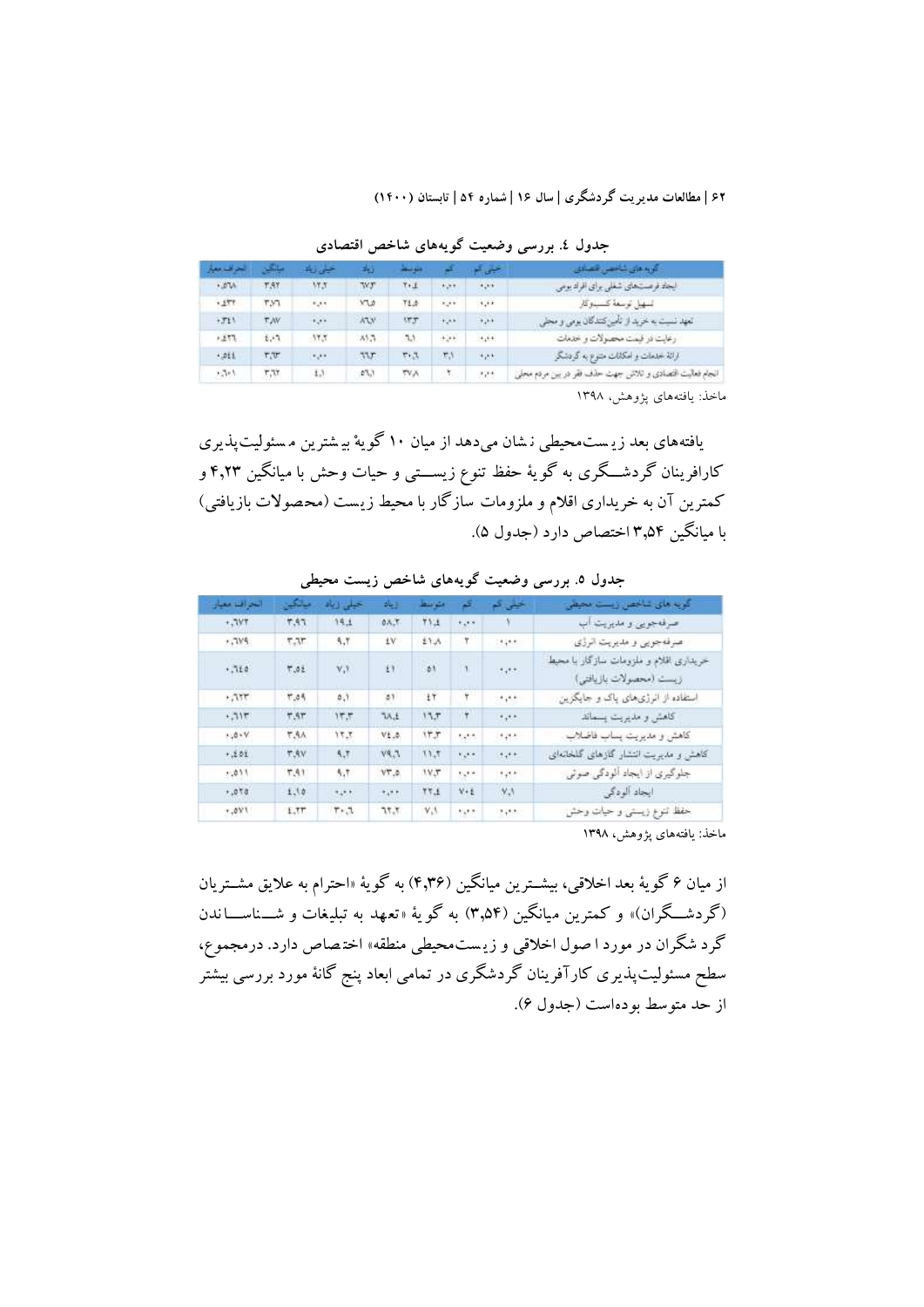جدول ٤. بررسی وضعیت گویه‌های شاخص اقتصادی

| گویه های شاخص اقتصادی | خیلی کم | کم | متوسط | زیاد | خیلی زیاد | میانگین | انحراف معیار |
|---|---|---|---|---|---|---|---|
| ایجاد فرصت‌های شغلی برای افراد بومی | ۰,۰۰ | ۰,۰۰ | ۲۰,۴ | ۶۷,۳ | ۱۲,۲ | ۳,۹۲ | ۰,۵۷۸ |
| تسهیل توسعهٔ کسب‌وکار | ۰,۰۰ | ۰,۰۰ | ۲۴,۵ | ۷۵,۵ | ۰,۰۰ | ۳,۷۶ | ۰,۴۳۴ |
| تعهد نسبت به خرید از تأمین‌کنندگان بومی و محلی | ۰,۰۰ | ۰,۰۰ | ۱۳,۳ | ۸۶,۷ | ۰,۰۰ | ۳,۸۷ | ۰,۳۴۱ |
| رعایت در قیمت محصولات و خدمات | ۰,۰۰ | ۰,۰۰ | ۶,۱ | ۸۱,۶ | ۱۲,۲ | ۴,۰۶ | ۰,۴۲۶ |
| ارائهٔ خدمات و امکانات متنوع به گردشگر | ۰,۰۰ | ۳,۱ | ۳۰,۶ | ۶۶,۳ | ۰,۰۰ | ۳,۶۳ | ۰,۵۴۴ |
| انجام فعالیت اقتصادی و تلاش جهت حذف فقر در بین مردم محلی | ۰,۰۰ | ۲ | ۳۷,۸ | ۵۸,۱ | ۴,۱ | ۳,۶۲ | ۰,۶۰۱ |

ماخذ: یافته‌های پژوهش، ۱۳۹۸

یافته‌های بعد زیست‌محیطی نشان می‌دهد از میان ۱۰ گویهٔ بیشترین مسئولیت‌پذیری کارافرینان گردشگری به گویهٔ حفظ تنوع زیستی و حیات وحش با میانگین ۴,۲۳ و کمترین آن به خریداری اقلام و ملزومات سازگار با محیط زیست (محصولات بازیافتی) با میانگین ۳,۵۴ اختصاص دارد (جدول ۵).

جدول ۵. بررسی وضعیت گویه‌های شاخص زیست محیطی

| گویه های شاخص زیست محیطی | خیلی کم | کم | متوسط | زیاد | خیلی زیاد | میانگین | انحراف معیار |
|---|---|---|---|---|---|---|---|
| صرفه‌جویی و مدیریت آب | ۱ | ۰,۰۰ | ۲۱,۴ | ۵۸,۲ | ۱۹,۴ | ۳,۹۶ | ۰,۶۷۲ |
| صرفه‌جویی و مدیریت انرژی | ۰,۰۰ | ۲ | ۴۱,۸ | ۴۷ | ۹,۲ | ۳,۶۳ | ۰,۶۷۹ |
| خریداری اقلام و ملزومات سازگار با محیط زیست (محصولات بازیافتی) | ۰,۰۰ | ۱ | ۵۱ | ۴۱ | ۷,۱ | ۳,۵۴ | ۰,۶۴۵ |
| استفاده از انرژی‌های پاک و جایگزین | ۰,۰۰ | ۲ | ۴۲ | ۵۱ | ۵,۱ | ۳,۵۹ | ۰,۶۲۳ |
| کاهش و مدیریت پسماند | ۰,۰۰ | ۲ | ۱۹,۳ | ۶۸,۴ | ۱۳,۳ | ۳,۹۳ | ۰,۶۱۳ |
| کاهش و مدیریت پساب فاضلاب | ۰,۰۰ | ۰,۰۰ | ۱۳,۳ | ۷۴,۵ | ۱۲,۲ | ۳,۹۸ | ۰,۵۰۷ |
| کاهش و مدیریت انتشار گازهای گلخانه‌ای | ۰,۰۰ | ۰,۰۰ | ۱۱,۲ | ۷۹,۶ | ۹,۲ | ۳,۹۷ | ۰,۴۵۴ |
| جلوگیری از ایجاد آلودگی صوتی | ۰,۰۰ | ۰,۰۰ | ۱۷,۳ | ۷۳,۵ | ۹,۲ | ۳,۹۱ | ۰,۵۱۱ |
| ایجاد آلودگی | ۷,۱ | ۷۰,۴ | ۲۲,۴ | ۰,۰۰ | ۰,۰۰ | ۴,۱۵ | ۰,۵۲۵ |
| حفظ تنوع زیستی و حیات وحش | ۰,۰۰ | ۰,۰۰ | ۷,۱ | ۶۲,۲ | ۳۰,۶ | ۴,۲۳ | ۰,۵۷۱ |

ماخذ: یافته‌های پژوهش، ۱۳۹۸

از میان ۶ گویهٔ بعد اخلاقی، بیشترین میانگین (۴,۳۶) به گویهٔ «احترام به علایق مشتریان (گردشگران)» و کمترین میانگین (۳,۵۴) به گویهٔ «تعهد به تبلیغات و شناساندن گردشگران در مورد اصول اخلاقی و زیست‌محیطی منطقه» اختصاص دارد. درمجموع، سطح مسئولیت‌پذیری کارآفرینان گردشگری در تمامی ابعاد پنج گانهٔ مورد بررسی بیشتر از حد متوسط بوده‌است (جدول ۶).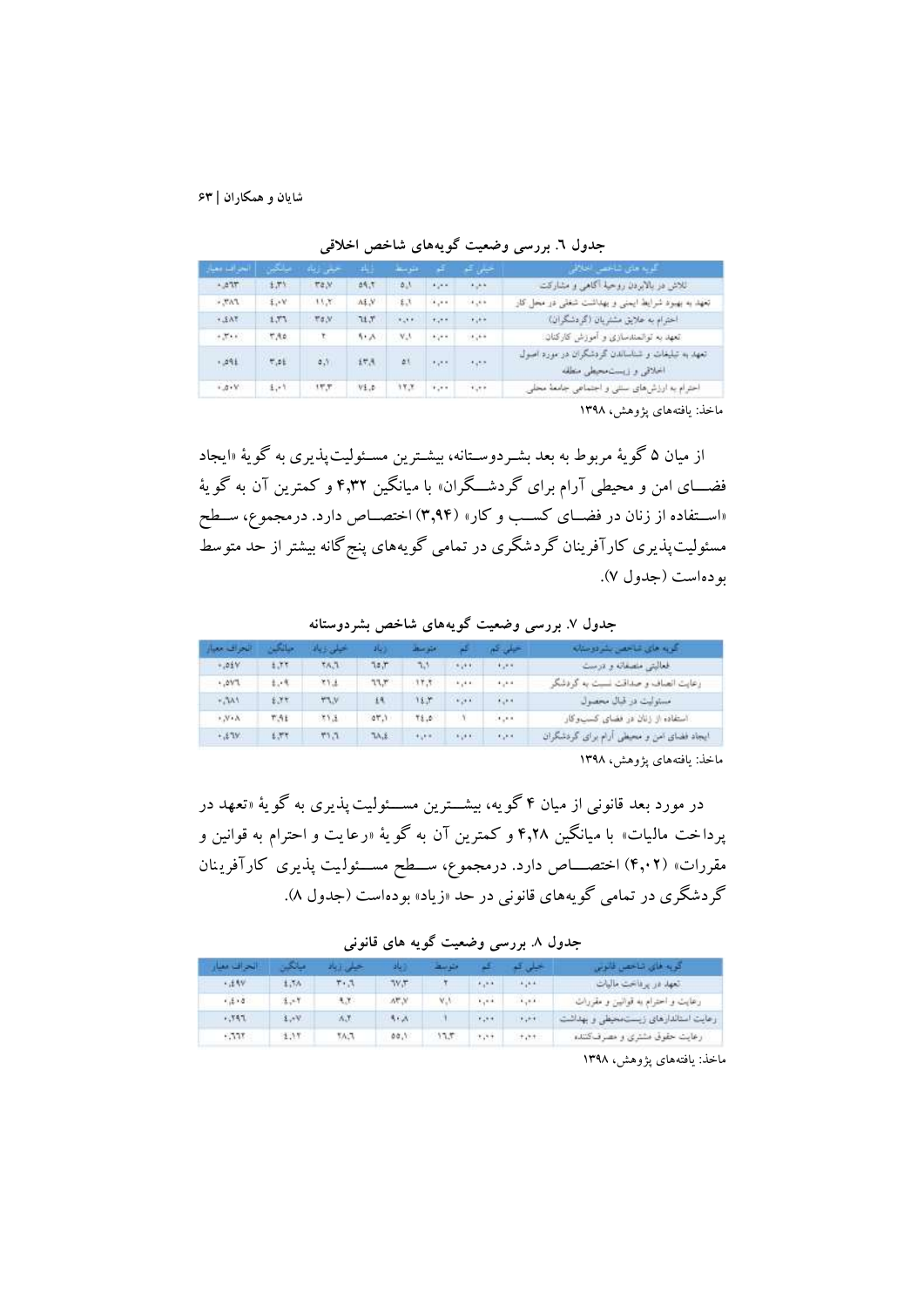جدول ٦. بررسی وضعیت گویه‌های شاخص اخلاقی

| گویه های شاخص اخلاقی | خیلی کم | کم | متوسط | زیاد | خیلی زیاد | میانگین | انحراف معیار |
| --- | --- | --- | --- | --- | --- | --- | --- |
| تلاش در بالابردن روحیهٔ آگاهی و مشارکت | ۰,۰۰ | ۰,۰۰ | ۵,۱ | ۵۹,۲ | ۳۵,۷ | ۴,۳۱ | ۰,۵۶۳ |
| تعهد به بهبود شرایط ایمنی و بهداشت شغلی در محل کار | ۰,۰۰ | ۰,۰۰ | ۴,۱ | ۸۴,۷ | ۱۱,۲ | ۴,۰۷ | ۰,۳۸٦ |
| احترام به علایق مشتریان (گردشگران) | ۰,۰۰ | ۰,۰۰ | ۰,۰۰ | ٦۴,۳ | ۳۵,۷ | ۴,۳٦ | ۰,۴۸۲ |
| تعهد به توانمندسازی و آموزش کارکنان | ۰,۰۰ | ۰,۰۰ | ۷,۱ | ۹۰,۸ | ۲ | ۳,۹۵ | ۰,۳۰۰ |
| تعهد به تبلیغات و شناساندن گردشگران در مورد اصول اخلاقی و زیست‌محیطی منطقه | ۰,۰۰ | ۰,۰۰ | ۵۱ | ۴۳,۹ | ۵,۱ | ۳,۵۴ | ۰,۵۹۴ |
| احترام به ارزش‌های سنتی و اجتماعی جامعهٔ محلی | ۰,۰۰ | ۰,۰۰ | ۱۲,۲ | ۷۴,۵ | ۱۳,۳ | ۴,۰۱ | ۰,۵۰۷ |

ماخذ: یافته‌های پژوهش، ۱۳۹۸

از میان ۵ گویهٔ مربوط به بعد بشـردوسـتانه، بیشـترین مسـئولیت‌پذیری به گویهٔ «ایجاد فضــای امن و محیطی آرام برای گردشــگران» با میانگین ۴,۳۲ و کمترین آن به گویهٔ «اســتفاده از زنان در فضــای کســب و کار» (۳,۹۴) اختصــاص دارد. درمجموع، ســطح مسئولیت‌پذیری کارآفرینان گردشگری در تمامی گویه‌های پنج‌گانه بیشتر از حد متوسط بوده‌است (جدول ۷).

جدول ۷. بررسی وضعیت گویه‌های شاخص بشردوستانه

| گویه های شاخص بشردوستانه | خیلی کم | کم | متوسط | زیاد | خیلی زیاد | میانگین | انحراف معیار |
| --- | --- | --- | --- | --- | --- | --- | --- |
| فعالیت منصفانه و درست | ۰,۰۰ | ۰,۰۰ | ٦,۱ | ٦۵,۳ | ۲۸,٦ | ۴,۲۲ | ۰,۵۴۷ |
| رعایت انصاف و صداقت نسبت به گردشگر | ۰,۰۰ | ۰,۰۰ | ۱۲,۲ | ٦٦,۳ | ۲۱,۴ | ۴,۰۹ | ۰,۵۷٦ |
| مسئولیت در قبال محصول | ۰,۰۰ | ۰,۰۰ | ۱۴,۳ | ۴۹ | ۳٦,۷ | ۴,۲۲ | ۰,٦۸۱ |
| استفاده از زنان در فضای کسب‌وکار | ۰,۰۰ | ۱ | ۲۴,۵ | ۵۳,۱ | ۲۱,۴ | ۳,۹۴ | ۰,۷۰۸ |
| ایجاد فضای امن و محیطی آرام برای گردشگران | ۰,۰۰ | ۰,۰۰ | ۰,۰۰ | ٦۸,۴ | ۳۱,٦ | ۴,۳۲ | ۰,۴٦۷ |

ماخذ: یافته‌های پژوهش، ۱۳۹۸

در مورد بعد قانونی از میان ۴ گویه، بیشــترین مســئولیت‌پذیری به گویهٔ «تعهد در پرداخت مالیات» با میانگین ۴,۲۸ و کمترین آن به گویهٔ «رعایت و احترام به قوانین و مقررات» (۴,۰۲) اختصـــاص دارد. درمجموع، ســـطح مســـئولیت پذیری کارآفرینان گردشگری در تمامی گویه‌های قانونی در حد «زیاد» بوده‌است (جدول ۸).

جدول ۸. بررسی وضعیت گویه های قانونی

| گویه های شاخص قانونی | خیلی کم | کم | متوسط | زیاد | خیلی زیاد | میانگین | انحراف معیار |
| --- | --- | --- | --- | --- | --- | --- | --- |
| تعهد در پرداخت مالیات | ۰,۰۰ | ۰,۰۰ | ۲ | ٦۷,۳ | ۳۰,٦ | ۴,۲۸ | ۰,۴۹۷ |
| رعایت و احترام به قوانین و مقررات | ۰,۰۰ | ۰,۰۰ | ۷,۱ | ۸۳,۷ | ۹,۲ | ۴,۰۲ | ۰,۴۰۵ |
| رعایت استانداردهای زیست‌محیطی و بهداشت | ۰,۰۰ | ۰,۰۰ | ۱ | ۹۰,۸ | ۸,۲ | ۴,۰۷ | ۰,۲۹٦ |
| رعایت حقوق مشتری و مصرف‌کننده | ۰,۰۰ | ۰,۰۰ | ۱٦,۳ | ۵۵,۱ | ۲۸,٦ | ۴,۱۲ | ۰,٦٦۳ |

ماخذ: یافته‌های پژوهش، ۱۳۹۸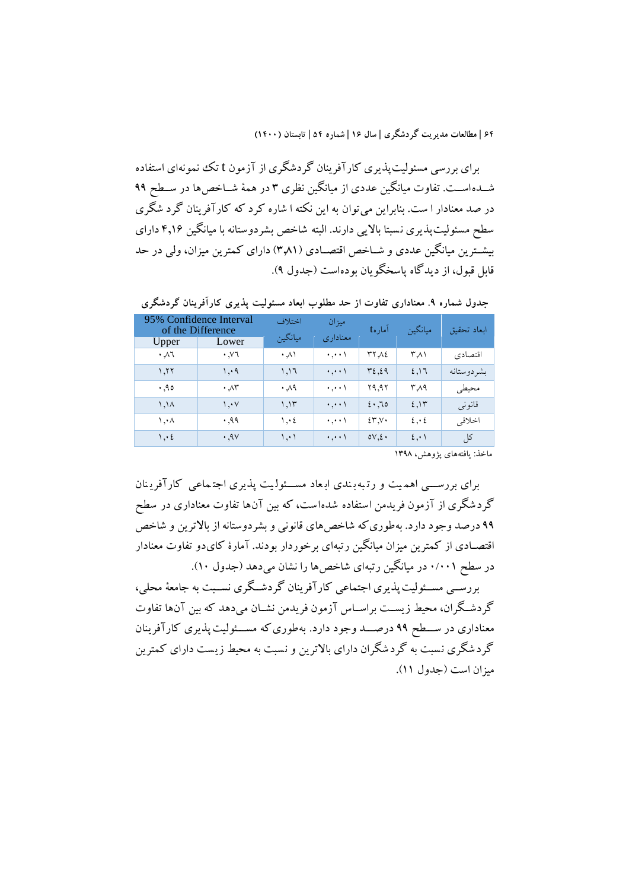برای بررسی مسئولیت‌پذیری کارآفرینان گردشگری از آزمون t تک نمونه‌ای استفاده شـده‌اسـت. تفاوت میانگین عددی از میانگین نظری ۳ در همهٔ شـاخص‌ها در سـطح ۹۹ در صد معنادار ا ست. بنابراین می‌توان به این نکته ا شاره کرد که کارآفرینان گرد شگری سطح مسئولیت‌پذیری نسبتا بالایی دارند. البته شاخص بشردوستانه با میانگین ۴٫۱۶ دارای بیشـترین میانگین عددی و شـاخص اقتصـادی (۳٫۸۱) دارای کمترین میزان، ولی در حد قابل قبول، از دیدگاه پاسخگویان بوده‌است (جدول ۹).

**جدول شماره ۹. معناداری تفاوت از حد مطلوب ابعاد مسئولیت پذیری کارآفرینان گردشگری**

| ابعاد تحقیق | میانگین | آمارهٔ t | میزان معناداری | اختلاف میانگین | 95% Confidence Interval of the Difference | |
|---|---|---|---|---|---|---|
| | | | | | Lower | Upper |
| اقتصادی | ۳٫۸۱ | ۳۲٫۸٤ | ۰٫۰۰۱ | ۰٫۸۱ | ۰٫۷٦ | ۰٫۸٦ |
| بشردوستانه | ٤٫۱٦ | ۳٤٫٤۹ | ۰٫۰۰۱ | ۱٫۱٦ | ۱٫۰۹ | ۱٫۲۲ |
| محیطی | ۳٫۸۹ | ۲۹٫۹۲ | ۰٫۰۰۱ | ۰٫۸۹ | ۰٫۸۳ | ۰٫۹٥ |
| قانونی | ٤٫۱۳ | ٤۰٫٦٥ | ۰٫۰۰۱ | ۱٫۱۳ | ۱٫۰۷ | ۱٫۱۸ |
| اخلاقی | ٤٫۰٤ | ٤۳٫۷۰ | ۰٫۰۰۱ | ۱٫۰٤ | ۰٫۹۹ | ۱٫۰۸ |
| کل | ٤٫۰۱ | ٥۷٫٤۰ | ۰٫۰۰۱ | ۱٫۰۱ | ۰٫۹۷ | ۱٫۰٤ |

ماخذ: یافته‌های پژوهش، ۱۳۹۸

برای بررسـی اهمیت و رتبه‌بندی ابعاد مسـئولیت پذیری اجتماعی کارآفرینان گردشگری از آزمون فریدمن استفاده شده‌است، که بین آن‌ها تفاوت معناداری در سطح ۹۹ درصد وجود دارد. به‌طوری‌که شاخص‌های قانونی و بشردوستانه از بالاترین و شاخص اقتصـادی از کمترین میزان میانگین رتبه‌ای برخوردار بودند. آمارهٔ کای‌دو تفاوت معنادار در سطح ۰/۰۰۱ در میانگین رتبه‌ای شاخص‌ها را نشان می‌دهد (جدول ۱۰).

بررسـی مسـئولیت‌پذیری اجتماعی کارآفرینان گردشـگری نسـبت به جامعهٔ محلی، گردشـگران، محیط زیسـت براسـاس آزمون فریدمن نشـان می‌دهد که بین آنها تفاوت معناداری در سـطح ۹۹ درصـد وجود دارد. به‌طوری‌که مسـئولیت‌پذیری کارآفرینان گردشگری نسبت به گردشگران دارای بالاترین و نسبت به محیط زیست دارای کمترین میزان است (جدول ۱۱).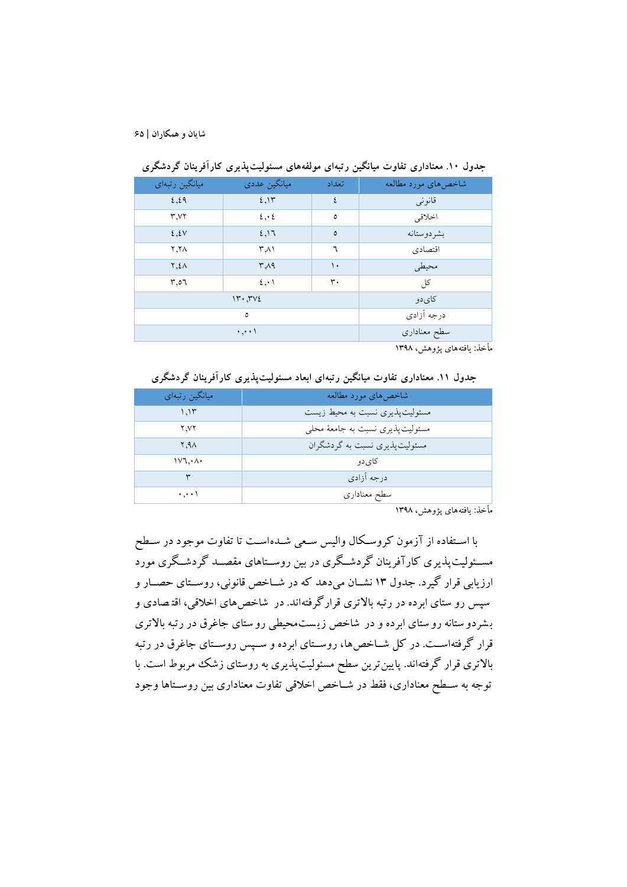**جدول ۱۰. معناداری تفاوت میانگین رتبه‌ای مولفه‌های مسئولیت‌پذیری کارآفرینان گردشگری**

| شاخص‌های مورد مطالعه | تعداد | میانگین عددی | میانگین رتبه‌ای |
|---|---|---|---|
| قانونی | ٤ | ٤،١٣ | ٤،٤٩ |
| اخلاقی | ٥ | ٤،٠٤ | ٣،٧٢ |
| بشردوستانه | ٥ | ٤،١٦ | ٤،٤٧ |
| اقتصادی | ٦ | ٣،٨١ | ٢،٢٨ |
| محیطی | ١٠ | ٣،٨٩ | ٢،٤٨ |
| کل | ٣٠ | ٤،٠١ | ٣،٥٦ |
| کای‌دو | ١٣٠،٣٧٤ | | |
| درجه آزادی | ٥ | | |
| سطح معناداری | ٠،٠٠١ | | |

مأخذ: یافته‌های پژوهش، ۱۳۹۸

**جدول ۱۱. معناداری تفاوت میانگین رتبه‌ای ابعاد مسئولیت‌پذیری کارآفرینان گردشگری**

| شاخص‌های مورد مطالعه | میانگین رتبه‌ای |
|---|---|
| مسئولیت‌پذیری نسبت به محیط زیست | ١،١٣ |
| مسئولیت‌پذیری نسبت به جامعهٔ محلی | ٢،٧٢ |
| مسئولیت‌پذیری نسبت به گردشگران | ٢،٩٨ |
| کای‌دو | ١٧٦،٠٨٠ |
| درجه آزادی | ٣ |
| سطح معناداری | ٠،٠٠١ |

مأخذ: یافته‌های پژوهش، ۱۳۹۸

با استفاده از آزمون کروسکال والیس سعی شده‌است تا تفاوت موجود در سطح مسئولیت‌پذیری کارآفرینان گردشگری در بین روستاهای مقصد گردشگری مورد ارزیابی قرار گیرد. جدول ۱۳ نشان می‌دهد که در شاخص قانونی، روستای حصار و سپس روستای ابرده در رتبه بالاتری قرارگرفته‌اند. در شاخص‌های اخلاقی، اقتصادی و بشردوستانه روستای ابرده و در شاخص زیست‌محیطی روستای جاغرق در رتبه بالاتری قرار گرفته‌است. در کل شاخص‌ها، روستای ابرده و سپس روستای جاغرق در رتبه بالاتری قرار گرفته‌اند. پایین‌ترین سطح مسئولیت‌پذیری به روستای زشک مربوط است. با توجه به سطح معناداری، فقط در شاخص اخلاقی تفاوت معناداری بین روستاها وجود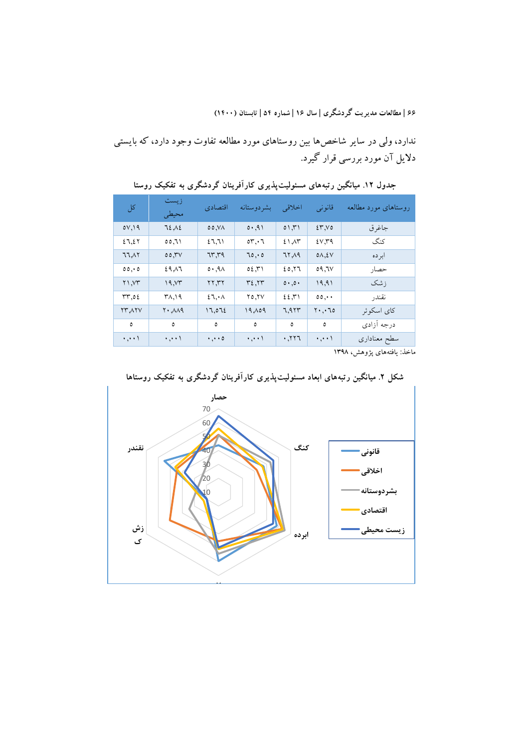ندارد، ولی در سایر شاخص‌ها بین روستاهای مورد مطالعه تفاوت وجود دارد، که بایستی دلایل آن مورد بررسی قرار گیرد.

**جدول ۱۲. میانگین رتبه‌های مسئولیت‌پذیری کارآفرینان گردشگری به تفکیک روستا**

| روستاهای مورد مطالعه | قانونی | اخلاقی | بشردوستانه | اقتصادی | زیست محیطی | کل |
|---|---|---|---|---|---|---|
| جاغرق | ۴۳٫۷۵ | ۵۱٫۳۱ | ۵۰٫۹۱ | ۵۵٫۷۸ | ۶۴٫۸۴ | ۵۷٫۱۹ |
| کنگ | ۴۷٫۳۹ | ۴۱٫۸۳ | ۵۳٫۰۶ | ۴۶٫۶۱ | ۵۵٫۶۱ | ۴۶٫۴۲ |
| ابرده | ۵۸٫۴۷ | ۶۲٫۸۹ | ۶۵٫۰۵ | ۶۳٫۳۹ | ۵۵٫۳۷ | ۶۶٫۸۲ |
| حصار | ۵۹٫۶۷ | ۴۵٫۲۶ | ۵۴٫۳۱ | ۵۰٫۹۸ | ۴۹٫۸۶ | ۵۵٫۰۵ |
| زشک | ۱۹٫۹۱ | ۵۰٫۵۰ | ۳۴٫۲۳ | ۲۲٫۳۲ | ۱۹٫۷۳ | ۲۱٫۷۳ |
| نقندر | ۵۵٫۰۰ | ۴۴٫۳۱ | ۲۵٫۲۷ | ۴۶٫۰۸ | ۳۸٫۱۹ | ۳۳٫۵۴ |
| کای اسکوئر | ۲۰٫۰۶۵ | ۶٫۹۲۳ | ۱۹٫۸۵۹ | ۱۶٫۵۶۴ | ۲۰٫۸۸۹ | ۲۳٫۸۲۷ |
| درجه آزادی | ۵ | ۵ | ۵ | ۵ | ۵ | ۵ |
| سطح معناداری | ۰٫۰۰۱ | ۰٫۲۲۶ | ۰٫۰۰۱ | ۰٫۰۰۵ | ۰٫۰۰۱ | ۰٫۰۰۱ |

ماخذ: یافته‌های پژوهش، ۱۳۹۸

**شکل ۲. میانگین رتبه‌های ابعاد مسئولیت‌پذیری کارآفرینان گردشگری به تفکیک روستاها**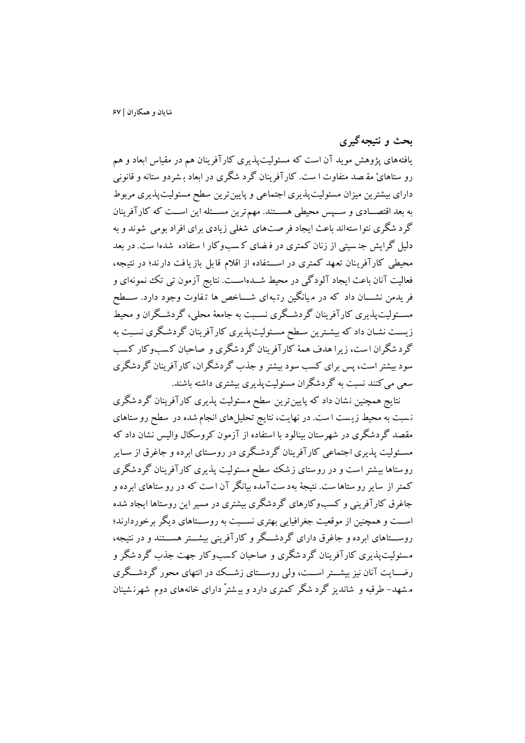## بحث و نتیجه‌گیری

یافته‌های پژوهش موید آن است که مسئولیت‌پذیری کارآفرینان هم در مقیاس ابعاد و هم روستاهای مقصد متفاوت است. کارآفرینان گردشگری در ابعاد بشردوستانه و قانونی دارای بیشترین میزان مسئولیت‌پذیری اجتماعی و پایین‌ترین سطح مسئولیت‌پذیری مربوط به بعد اقتصادی و سپس محیطی هستند. مهم‌ترین مسئله این است که کارآفرینان گردشگری نتوانسته‌اند باعث ایجاد فرصت‌های شغلی زیادی برای افراد بومی شوند و به دلیل گرایش جنسیتی از زنان کمتری در فضای کسب‌وکار استفاده شده‌است. در بعد محیطی کارآفرینان تعهد کمتری در استفاده از اقلام قابل بازیافت دارند؛ در نتیجه، فعالیت آنان باعث ایجاد آلودگی در محیط شده‌است. نتایج آزمون تی تک نمونه‌ای و فریدمن نشان داد که در میانگین رتبه‌ای شاخص ها تفاوت وجود دارد. سطح مسئولیت‌پذیری کارآفرینان گردشگری نسبت به جامعهٔ محلی، گردشگران و محیط زیست نشان داد که بیشترین سطح مسئولیت‌پذیری کارآفرینان گردشگری نسبت به گردشگران است، زیرا هدف همهٔ کارآفرینان گردشگری و صاحبان کسب‌وکار کسب سود بیشتر است، پس برای کسب سود بیشتر و جذب گردشگران، کارآفرینان گردشگری سعی می‌کنند نسبت به گردشگران مسئولیت‌پذیری بیشتری داشته باشند.

نتایج همچنین نشان داد که پایین‌ترین سطح مسئولیت پذیری کارآفرینان گردشگری نسبت به محیط زیست است. در نهایت، نتایج تحلیل‌های انجام شده در سطح روستاهای مقصد گردشگری در شهرستان بینالود با استفاده از آزمون کروسکال والیس نشان داد که مسئولیت پذیری اجتماعی کارآفرینان گردشگری در روستای ابرده و جاغرق از سایر روستاها بیشتر است و در روستای زشک سطح مسئولیت پذیری کارآفرینان گردشگری کمتر از سایر روستاها است. نتیجهٔ به‌دست‌آمده بیانگر آن است که در روستاهای ابرده و جاغرق کارآفرینی و کسب‌وکارهای گردشگری بیشتری در مسیر این روستاها ایجاد شده است و همچنین از موقعیت جغرافیایی بهتری نسبت به روستاهای دیگر برخوردارند؛ روستاهای ابرده و جاغرق دارای گردشگر و کارآفرینی بیشتر هستند و در نتیجه، مسئولیت‌پذیری کارآفرینان گردشگری و صاحبان کسب‌وکار جهت جذب گردشگر و رضایت آنان نیز بیشتر است، ولی روستای زشک در انتهای محور گردشگری مشهد- طرقبه و شاندیز گردشگر کمتری دارد و بیشتر دارای خانه‌های دوم شهرنشینان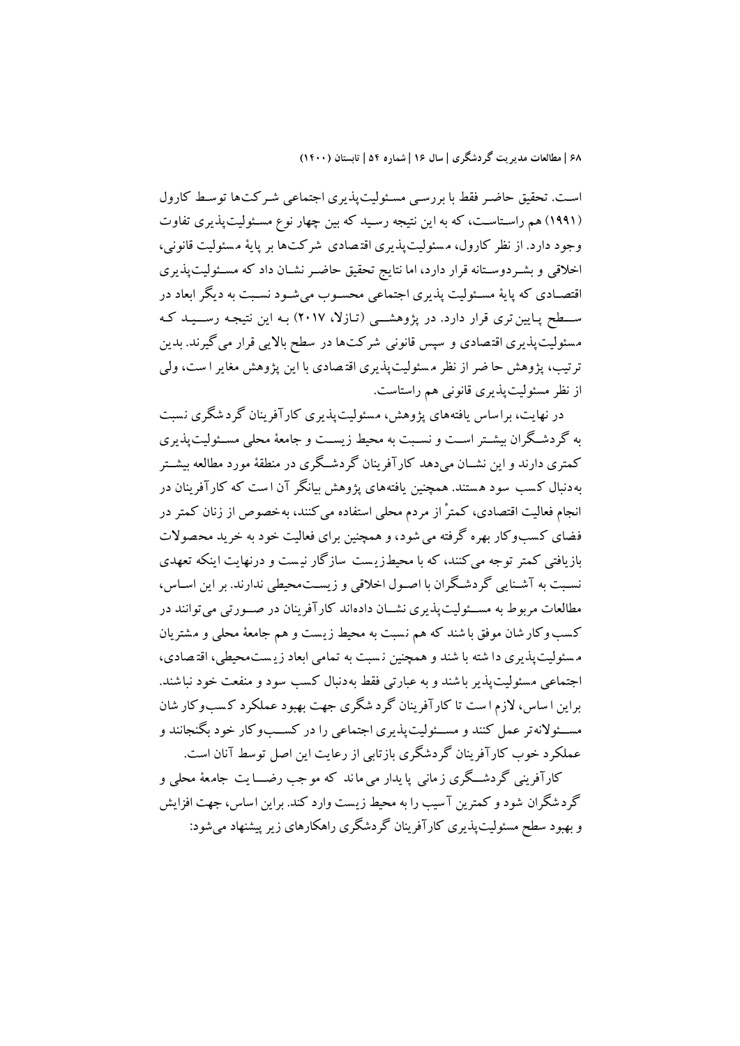است. تحقیق حاضر فقط با بررسی مسئولیت‌پذیری اجتماعی شرکت‌ها توسط کارول (۱۹۹۱) هم راستاست، که به این نتیجه رسید که بین چهار نوع مسئولیت‌پذیری تفاوت وجود دارد. از نظر کارول، مسئولیت‌پذیری اقتصادی شرکت‌ها بر پایهٔ مسئولیت قانونی، اخلاقی و بشردوستانه قرار دارد، اما نتایج تحقیق حاضر نشان داد که مسئولیت‌پذیری اقتصادی که پایهٔ مسئولیت پذیری اجتماعی محسوب می‌شود نسبت به دیگر ابعاد در سطح پایین‌تری قرار دارد. در پژوهشی (تازلا، ۲۰۱۷) به این نتیجه رسید که مسئولیت‌پذیری اقتصادی و سپس قانونی شرکت‌ها در سطح بالایی قرار می‌گیرند. بدین ترتیب، پژوهش حاضر از نظر مسئولیت‌پذیری اقتصادی با این پژوهش مغایر است، ولی از نظر مسئولیت‌پذیری قانونی هم راستاست.

در نهایت، براساس یافته‌های پژوهش، مسئولیت‌پذیری کارآفرینان گردشگری نسبت به گردشگران بیشتر است و نسبت به محیط زیست و جامعهٔ محلی مسئولیت‌پذیری کمتری دارند و این نشان می‌دهد کارآفرینان گردشگری در منطقهٔ مورد مطالعه بیشتر به‌دنبال کسب سود هستند. همچنین یافته‌های پژوهش بیانگر آن است که کارآفرینان در انجام فعالیت اقتصادی، کمتر از مردم محلی استفاده می‌کنند، به‌خصوص از زنان کمتر در فضای کسب‌وکار بهره گرفته می‌شود، و همچنین برای فعالیت خود به خرید محصولات بازیافتی کمتر توجه می‌کنند، که با محیط‌زیست سازگار نیست و درنهایت اینکه تعهدی نسبت به آشنایی گردشگران با اصول اخلاقی و زیست‌محیطی ندارند. بر این اساس، مطالعات مربوط به مسئولیت‌پذیری نشان داده‌اند کارآفرینان در صورتی می‌توانند در کسب‌وکارشان موفق باشند که هم نسبت به محیط زیست و هم جامعهٔ محلی و مشتریان مسئولیت‌پذیری داشته باشند و همچنین نسبت به تمامی ابعاد زیست‌محیطی، اقتصادی، اجتماعی مسئولیت‌پذیر باشند و به عبارتی فقط به‌دنبال کسب سود و منفعت خود نباشند. براین اساس، لازم است تا کارآفرینان گردشگری جهت بهبود عملکرد کسب‌وکارشان مسئولانه‌تر عمل کنند و مسئولیت‌پذیری اجتماعی را در کسب‌وکار خود بگنجانند و عملکرد خوب کارآفرینان گردشگری بازتابی از رعایت این اصل توسط آنان است.

کارآفرینی گردشگری زمانی پایدار می‌ماند که موجب رضایت جامعهٔ محلی و گردشگران شود و کمترین آسیب را به محیط زیست وارد کند. براین اساس، جهت افزایش و بهبود سطح مسئولیت‌پذیری کارآفرینان گردشگری راهکارهای زیر پیشنهاد می‌شود: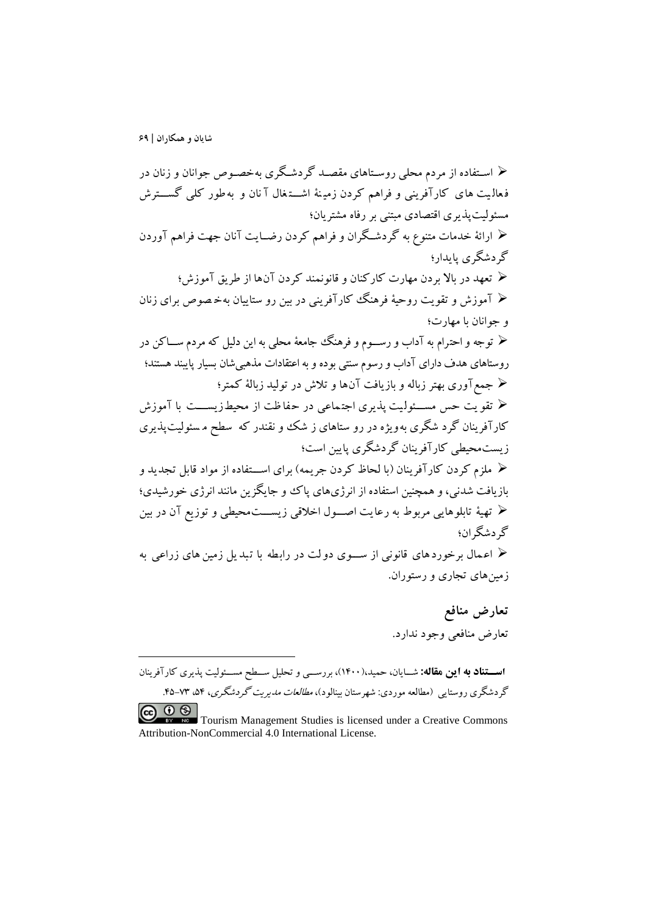- استفاده از مردم محلی روستاهای مقصد گردشگری به‌خصوص جوانان و زنان در فعالیت های کارآفرینی و فراهم کردن زمینهٔ اشتغال آنان و به‌طور کلی گسترش مسئولیت‌پذیری اقتصادی مبتنی بر رفاه مشتریان؛
- ارائهٔ خدمات متنوع به گردشگران و فراهم کردن رضایت آنان جهت فراهم آوردن گردشگری پایدار؛
- تعهد در بالا بردن مهارت کارکنان و قانونمند کردن آن‌ها از طریق آموزش؛
- آموزش و تقویت روحیهٔ فرهنگ کارآفرینی در بین رو ستاییان به‌خصوص برای زنان و جوانان با مهارت؛
- توجه و احترام به آداب و رسوم و فرهنگ جامعهٔ محلی به این دلیل که مردم ساکن در روستاهای هدف دارای آداب و رسوم سنتی بوده و به اعتقادات مذهبی‌شان بسیار پایبند هستند؛
- جمع‌آوری بهتر زباله و بازیافت آن‌ها و تلاش در تولید زبالهٔ کمتر؛
- تقویت حس مسئولیت پذیری اجتماعی در حفاظت از محیط‌زیست با آموزش کارآفرینان گردشگری به‌ویژه در روستاهای زشک و نقندر که سطح مسئولیت‌پذیری زیست‌محیطی کارآفرینان گردشگری پایین است؛
- ملزم کردن کارآفرینان (با لحاظ کردن جریمه) برای استفاده از مواد قابل تجدید و بازیافت شدنی، و همچنین استفاده از انرژی‌های پاک و جایگزین مانند انرژی خورشیدی؛
- تهیهٔ تابلوهایی مربوط به رعایت اصول اخلاقی زیست‌محیطی و توزیع آن در بین گردشگران؛
- اعمال برخوردهای قانونی از سوی دولت در رابطه با تبدیل زمین‌های زراعی به زمین‌های تجاری و رستوران.

## تعارض منافع

تعارض منافعی وجود ندارد.

---

**استناد به این مقاله:** شایان، حمید،(۱۴۰۰)، بررسی و تحلیل سطح مسئولیت پذیری کارآفرینان گردشگری روستایی (مطالعه موردی: شهرستان بینالود)، *مطالعات مدیریت گردشگری*، ۵۴، ۷۳-۴۵.

Tourism Management Studies is licensed under a Creative Commons Attribution-NonCommercial 4.0 International License.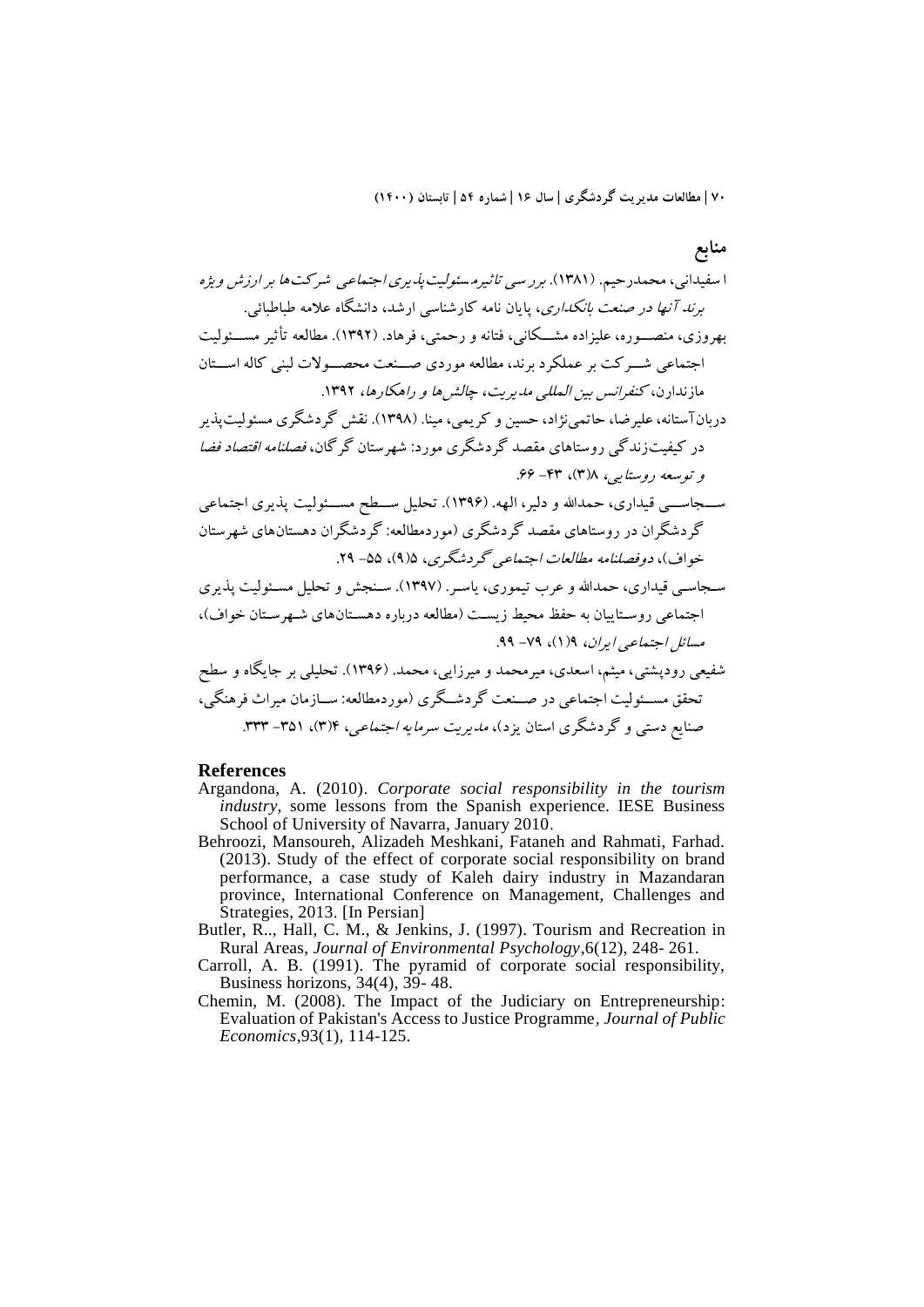## منابع

اسفیدانی، محمدرحیم. (۱۳۸۱). *بررسی تاثیرمسئولیت‌پذیری اجتماعی شرکت‌ها بر ارزش ویژه برند آنها در صنعت بانکداری*، پایان نامه کارشناسی ارشد، دانشگاه علامه طباطبائی.

بهروزی، منصـــوره، علیزاده مشـــکانی، فتانه و رحمتی، فرهاد. (۱۳۹۲). مطالعه تأثیر مســـئولیت اجتماعی شـــرکت بر عملکرد برند، مطالعه موردی صـــنعت محصـــولات لبنی کاله اســـتان مازندارن، *کنفرانس بین المللی مدیریت، چالش‌ها و راهکارها*، ۱۳۹۲.

دربان‌آستانه، علیرضا، حاتمی‌نژاد، حسین و کریمی، مینا. (۱۳۹۸). نقش گردشگری مسئولیت‌پذیر در کیفیت‌زندگی روستاهای مقصد گردشگری مورد: شهرستان گرگان، *فصلنامه اقتصاد فضا و توسعه روستایی*، ۸(۳)، ۴۳- ۶۶.

ســـجاســـی قیداری، حمدالله و دلیر، الهه. (۱۳۹۶). تحلیل ســـطح مســـئولیت پذیری اجتماعی گردشگران در روستاهای مقصد گردشگری (موردمطالعه: گردشگران دهستان‌های شهرستان خواف)، *دوفصلنامه مطالعات اجتماعی گردشگری*، ۵(۹)، ۵۵- ۲۹.

سـجاسـی قیداری، حمدالله و عرب تیموری، یاسـر. (۱۳۹۷). سـنجش و تحلیل مسـئولیت پذیری اجتماعی روسـتاییان به حفظ محیط زیسـت (مطالعه درباره دهسـتان‌های شـهرسـتان خواف)، *مسائل اجتماعی ایران*، ۹(۱)، ۷۹- ۹۹.

شفیعی رودپشتی، میثم، اسعدی، میرمحمد و میرزایی، محمد. (۱۳۹۶). تحلیلی بر جایگاه و سطح تحقق مســـئولیت اجتماعی در صـــنعت گردشـــگری (موردمطالعه: ســـازمان میراث فرهنگی، صنایع دستی و گردشگری استان یزد)، *مدیریت سرمایه اجتماعی*، ۴(۳)، ۳۵۱- ۳۳۳.

## References

Argandona, A. (2010). *Corporate social responsibility in the tourism industry*, some lessons from the Spanish experience. IESE Business School of University of Navarra, January 2010.

Behroozi, Mansoureh, Alizadeh Meshkani, Fataneh and Rahmati, Farhad. (2013). Study of the effect of corporate social responsibility on brand performance, a case study of Kaleh dairy industry in Mazandaran province, International Conference on Management, Challenges and Strategies, 2013. [In Persian]

Butler, R.., Hall, C. M., & Jenkins, J. (1997). Tourism and Recreation in Rural Areas, *Journal of Environmental Psychology*,6(12), 248- 261.

Carroll, A. B. (1991). The pyramid of corporate social responsibility, Business horizons, 34(4), 39- 48.

Chemin, M. (2008). The Impact of the Judiciary on Entrepreneurship: Evaluation of Pakistan's Access to Justice Programme, *Journal of Public Economics*,93(1), 114-125.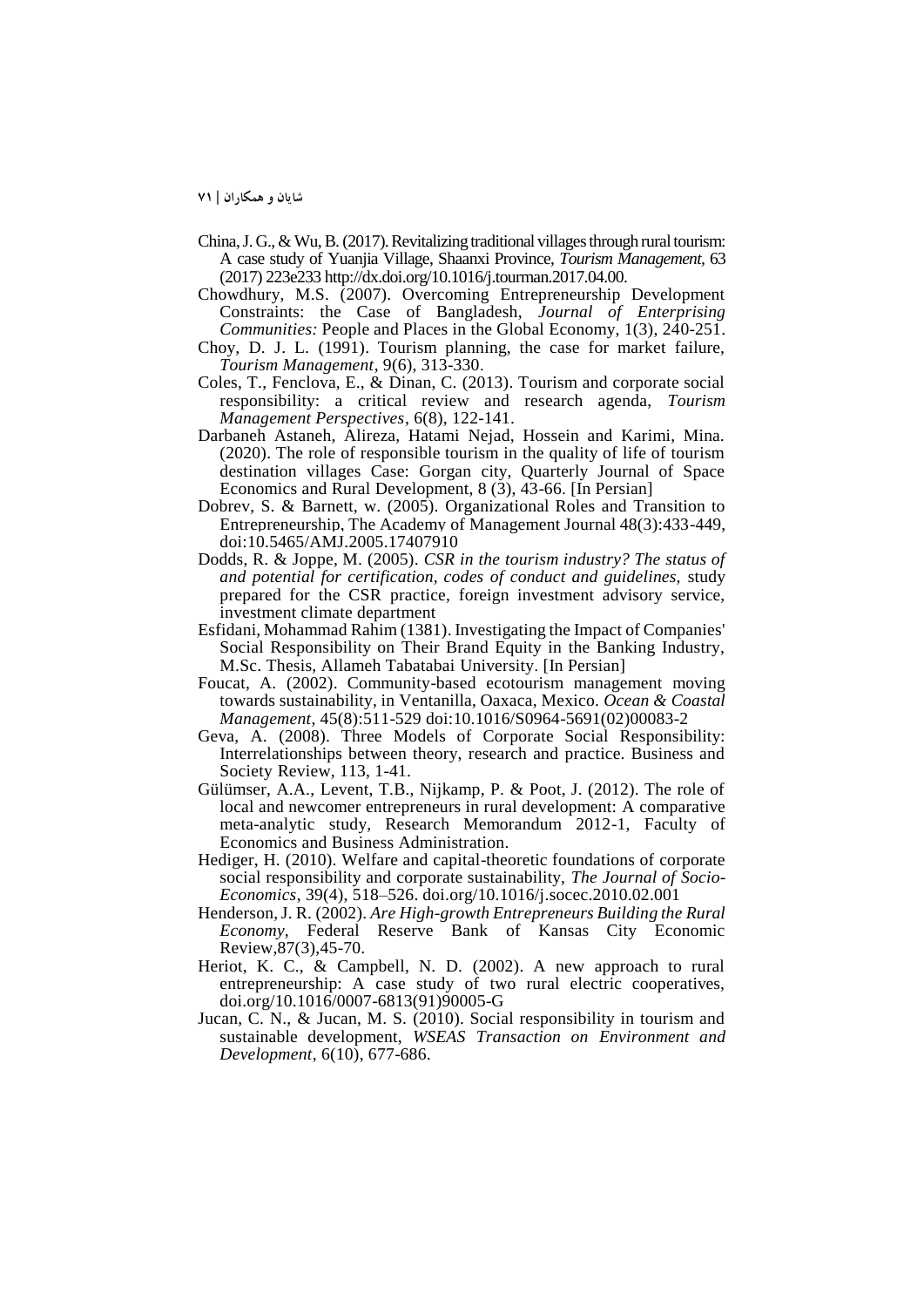China, J. G., & Wu, B. (2017). Revitalizing traditional villages through rural tourism: A case study of Yuanjia Village, Shaanxi Province, *Tourism Management*, 63 (2017) 223e233 http://dx.doi.org/10.1016/j.tourman.2017.04.00.

Chowdhury, M.S. (2007). Overcoming Entrepreneurship Development Constraints: the Case of Bangladesh, *Journal of Enterprising Communities:* People and Places in the Global Economy, 1(3), 240-251.

Choy, D. J. L. (1991). Tourism planning, the case for market failure, *Tourism Management*, 9(6), 313-330.

Coles, T., Fenclova, E., & Dinan, C. (2013). Tourism and corporate social responsibility: a critical review and research agenda, *Tourism Management Perspectives*, 6(8), 122-141.

Darbaneh Astaneh, Alireza, Hatami Nejad, Hossein and Karimi, Mina. (2020). The role of responsible tourism in the quality of life of tourism destination villages Case: Gorgan city, Quarterly Journal of Space Economics and Rural Development, 8 (3), 43-66. [In Persian]

Dobrev, S. & Barnett, w. (2005). Organizational Roles and Transition to Entrepreneurship, The Academy of Management Journal 48(3):433-449, doi:10.5465/AMJ.2005.17407910

Dodds, R. & Joppe, M. (2005). *CSR in the tourism industry? The status of and potential for certification, codes of conduct and guidelines,* study prepared for the CSR practice, foreign investment advisory service, investment climate department

Esfidani, Mohammad Rahim (1381). Investigating the Impact of Companies' Social Responsibility on Their Brand Equity in the Banking Industry, M.Sc. Thesis, Allameh Tabatabai University. [In Persian]

Foucat, A. (2002). Community-based ecotourism management moving towards sustainability, in Ventanilla, Oaxaca, Mexico. *Ocean & Coastal Management*, 45(8):511-529 doi:10.1016/S0964-5691(02)00083-2

Geva, A. (2008). Three Models of Corporate Social Responsibility: Interrelationships between theory, research and practice. Business and Society Review, 113, 1-41.

Gülümser, A.A., Levent, T.B., Nijkamp, P. & Poot, J. (2012). The role of local and newcomer entrepreneurs in rural development: A comparative meta-analytic study, Research Memorandum 2012-1, Faculty of Economics and Business Administration.

Hediger, H. (2010). Welfare and capital-theoretic foundations of corporate social responsibility and corporate sustainability, *The Journal of Socio-Economics*, 39(4), 518–526. doi.org/10.1016/j.socec.2010.02.001

Henderson, J. R. (2002). *Are High-growth Entrepreneurs Building the Rural Economy,* Federal Reserve Bank of Kansas City Economic Review,87(3),45-70.

Heriot, K. C., & Campbell, N. D. (2002). A new approach to rural entrepreneurship: A case study of two rural electric cooperatives, doi.org/10.1016/0007-6813(91)90005-G

Jucan, C. N., & Jucan, M. S. (2010). Social responsibility in tourism and sustainable development, *WSEAS Transaction on Environment and Development*, 6(10), 677-686.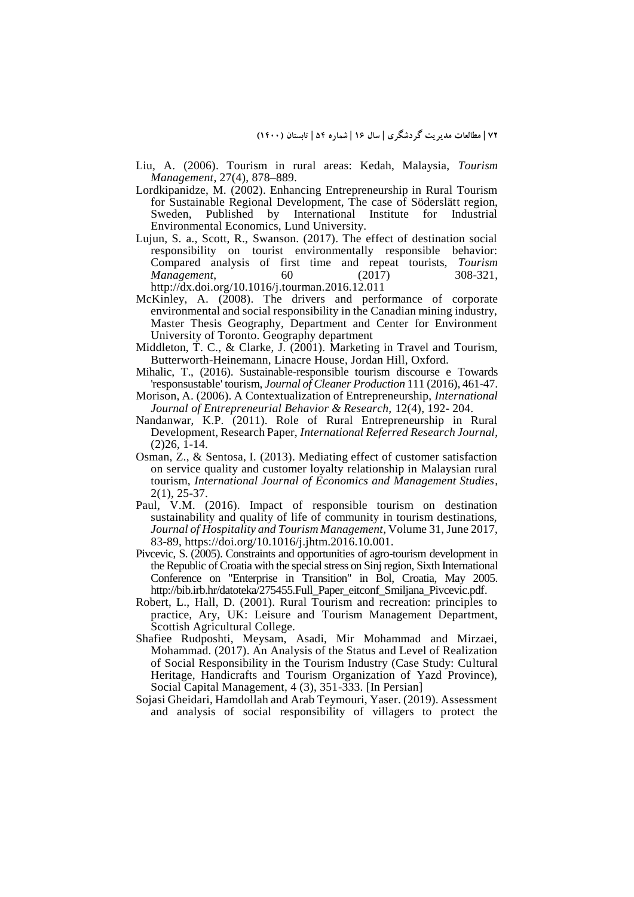Liu, A. (2006). Tourism in rural areas: Kedah, Malaysia, *Tourism Management*, 27(4), 878–889.

Lordkipanidze, M. (2002). Enhancing Entrepreneurship in Rural Tourism for Sustainable Regional Development, The case of Söderslätt region, Sweden, Published by International Institute for Industrial Environmental Economics, Lund University.

Lujun, S. a., Scott, R., Swanson. (2017). The effect of destination social responsibility on tourist environmentally responsible behavior: Compared analysis of first time and repeat tourists, *Tourism Management*, 60 (2017) 308-321, http://dx.doi.org/10.1016/j.tourman.2016.12.011

McKinley, A. (2008). The drivers and performance of corporate environmental and social responsibility in the Canadian mining industry, Master Thesis Geography, Department and Center for Environment University of Toronto. Geography department

Middleton, T. C., & Clarke, J. (2001). Marketing in Travel and Tourism, Butterworth-Heinemann, Linacre House, Jordan Hill, Oxford.

Mihalic, T., (2016). Sustainable-responsible tourism discourse e Towards 'responsustable' tourism, *Journal of Cleaner Production* 111 (2016), 461-47.

Morison, A. (2006). A Contextualization of Entrepreneurship, *International Journal of Entrepreneurial Behavior & Research*, 12(4), 192- 204.

Nandanwar, K.P. (2011). Role of Rural Entrepreneurship in Rural Development, Research Paper, *International Referred Research Journal*, (2)26, 1-14.

Osman, Z., & Sentosa, I. (2013). Mediating effect of customer satisfaction on service quality and customer loyalty relationship in Malaysian rural tourism, *International Journal of Economics and Management Studies*, 2(1), 25-37.

Paul, V.M. (2016). Impact of responsible tourism on destination sustainability and quality of life of community in tourism destinations, *Journal of Hospitality and Tourism Management*, Volume 31, June 2017, 83-89, https://doi.org/10.1016/j.jhtm.2016.10.001.

Pivcevic, S. (2005). Constraints and opportunities of agro-tourism development in the Republic of Croatia with the special stress on Sinj region, Sixth International Conference on "Enterprise in Transition" in Bol, Croatia, May 2005. http://bib.irb.hr/datoteka/275455.Full_Paper_eitconf_Smiljana_Pivcevic.pdf.

Robert, L., Hall, D. (2001). Rural Tourism and recreation: principles to practice, Ary, UK: Leisure and Tourism Management Department, Scottish Agricultural College.

Shafiee Rudposhti, Meysam, Asadi, Mir Mohammad and Mirzaei, Mohammad. (2017). An Analysis of the Status and Level of Realization of Social Responsibility in the Tourism Industry (Case Study: Cultural Heritage, Handicrafts and Tourism Organization of Yazd Province), Social Capital Management, 4 (3), 351-333. [In Persian]

Sojasi Gheidari, Hamdollah and Arab Teymouri, Yaser. (2019). Assessment and analysis of social responsibility of villagers to protect the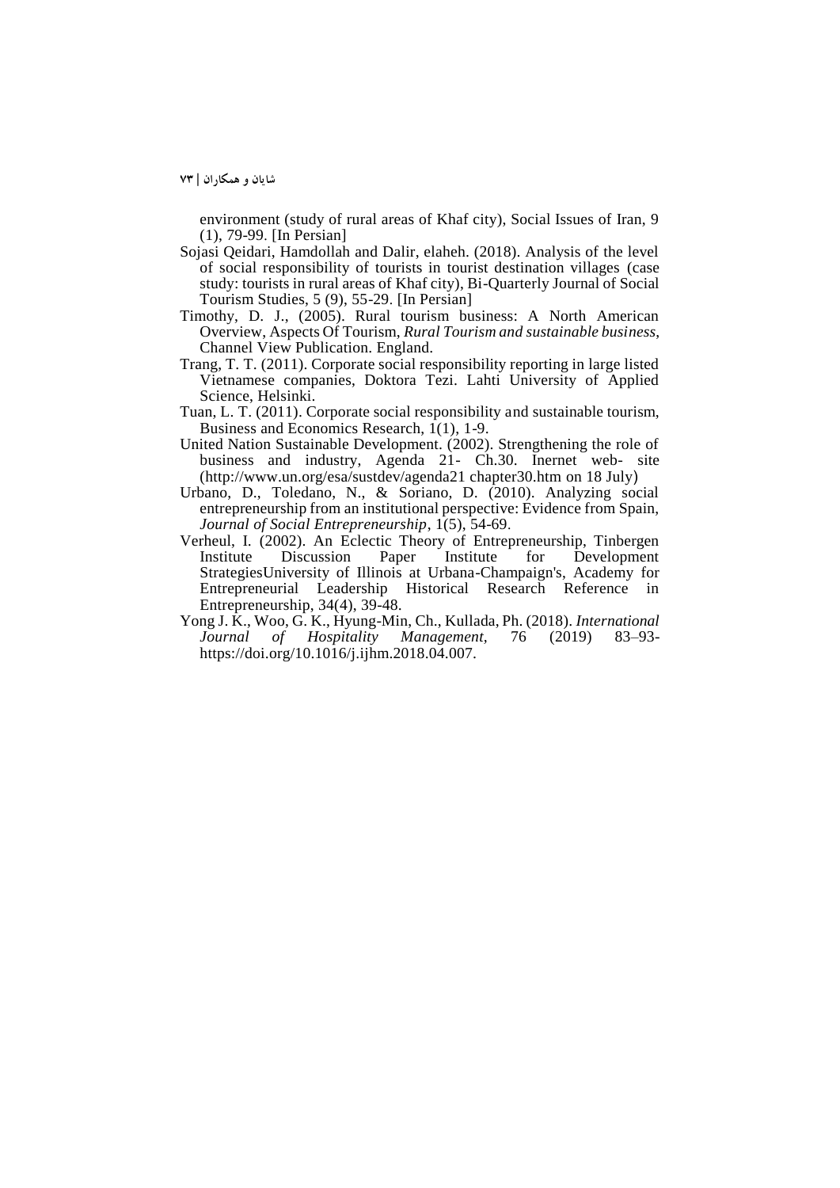environment (study of rural areas of Khaf city), Social Issues of Iran, 9 (1), 79-99. [In Persian]

Sojasi Qeidari, Hamdollah and Dalir, elaheh. (2018). Analysis of the level of social responsibility of tourists in tourist destination villages (case study: tourists in rural areas of Khaf city), Bi-Quarterly Journal of Social Tourism Studies, 5 (9), 55-29. [In Persian]

Timothy, D. J., (2005). Rural tourism business: A North American Overview, Aspects Of Tourism, *Rural Tourism and sustainable business*, Channel View Publication. England.

Trang, T. T. (2011). Corporate social responsibility reporting in large listed Vietnamese companies, Doktora Tezi. Lahti University of Applied Science, Helsinki.

Tuan, L. T. (2011). Corporate social responsibility and sustainable tourism, Business and Economics Research, 1(1), 1-9.

United Nation Sustainable Development. (2002). Strengthening the role of business and industry, Agenda 21- Ch.30. Inernet web- site (http://www.un.org/esa/sustdev/agenda21 chapter30.htm on 18 July)

Urbano, D., Toledano, N., & Soriano, D. (2010). Analyzing social entrepreneurship from an institutional perspective: Evidence from Spain, *Journal of Social Entrepreneurship*, 1(5), 54-69.

Verheul, I. (2002). An Eclectic Theory of Entrepreneurship, Tinbergen Institute Discussion Paper Institute for Development StrategiesUniversity of Illinois at Urbana-Champaign's, Academy for Entrepreneurial Leadership Historical Research Reference in Entrepreneurship, 34(4), 39-48.

Yong J. K., Woo, G. K., Hyung-Min, Ch., Kullada, Ph. (2018). *International Journal of Hospitality Management*, 76 (2019) 83–93- https://doi.org/10.1016/j.ijhm.2018.04.007.